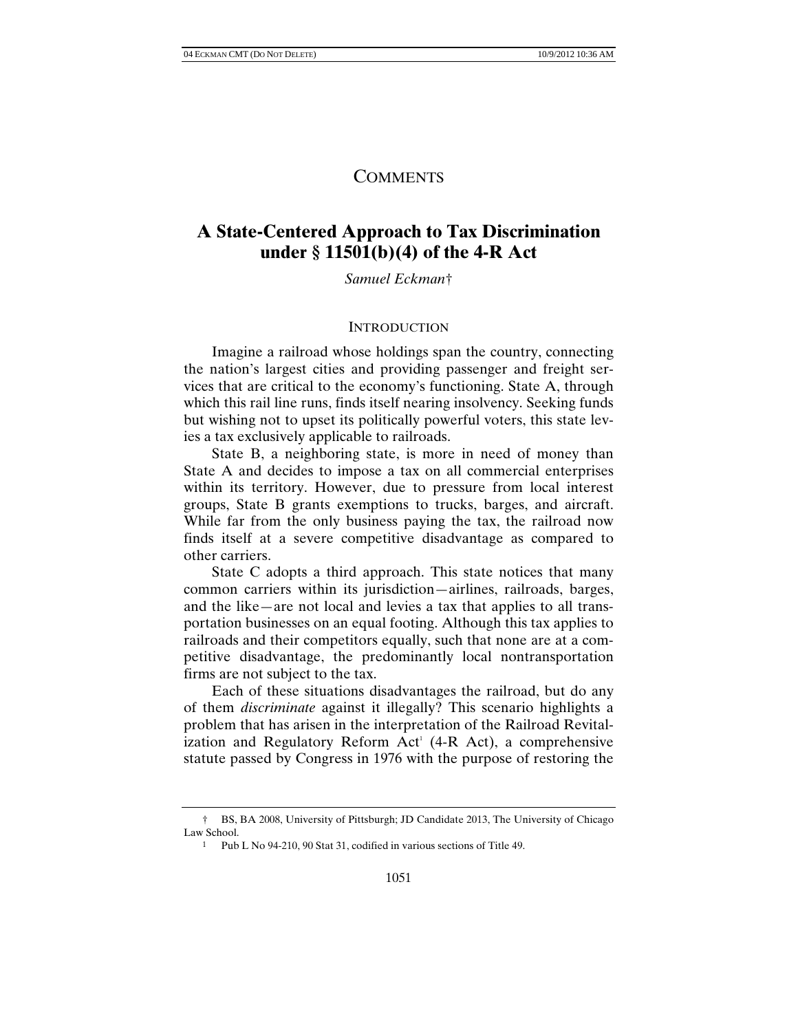# COMMENTS

## A State-Centered Approach to Tax Discrimination under § 11501(b)(4) of the 4-R Act

*Samuel Eckman*†

### INTRODUCTION

Imagine a railroad whose holdings span the country, connecting the nation's largest cities and providing passenger and freight services that are critical to the economy's functioning. State A, through which this rail line runs, finds itself nearing insolvency. Seeking funds but wishing not to upset its politically powerful voters, this state levies a tax exclusively applicable to railroads.

State B, a neighboring state, is more in need of money than State A and decides to impose a tax on all commercial enterprises within its territory. However, due to pressure from local interest groups, State B grants exemptions to trucks, barges, and aircraft. While far from the only business paying the tax, the railroad now finds itself at a severe competitive disadvantage as compared to other carriers.

State C adopts a third approach. This state notices that many common carriers within its jurisdiction—airlines, railroads, barges, and the like—are not local and levies a tax that applies to all transportation businesses on an equal footing. Although this tax applies to railroads and their competitors equally, such that none are at a competitive disadvantage, the predominantly local nontransportation firms are not subject to the tax.

Each of these situations disadvantages the railroad, but do any of them *discriminate* against it illegally? This scenario highlights a problem that has arisen in the interpretation of the Railroad Revitalization and Regulatory Reform Act[1] (4-R Act), a comprehensive statute passed by Congress in 1976 with the purpose of restoring the

† BS, BA 2008, University of Pittsburgh; JD Candidate 2013, The University of Chicago Law School.

[1] Pub L No 94-210, 90 Stat 31, codified in various sections of Title 49.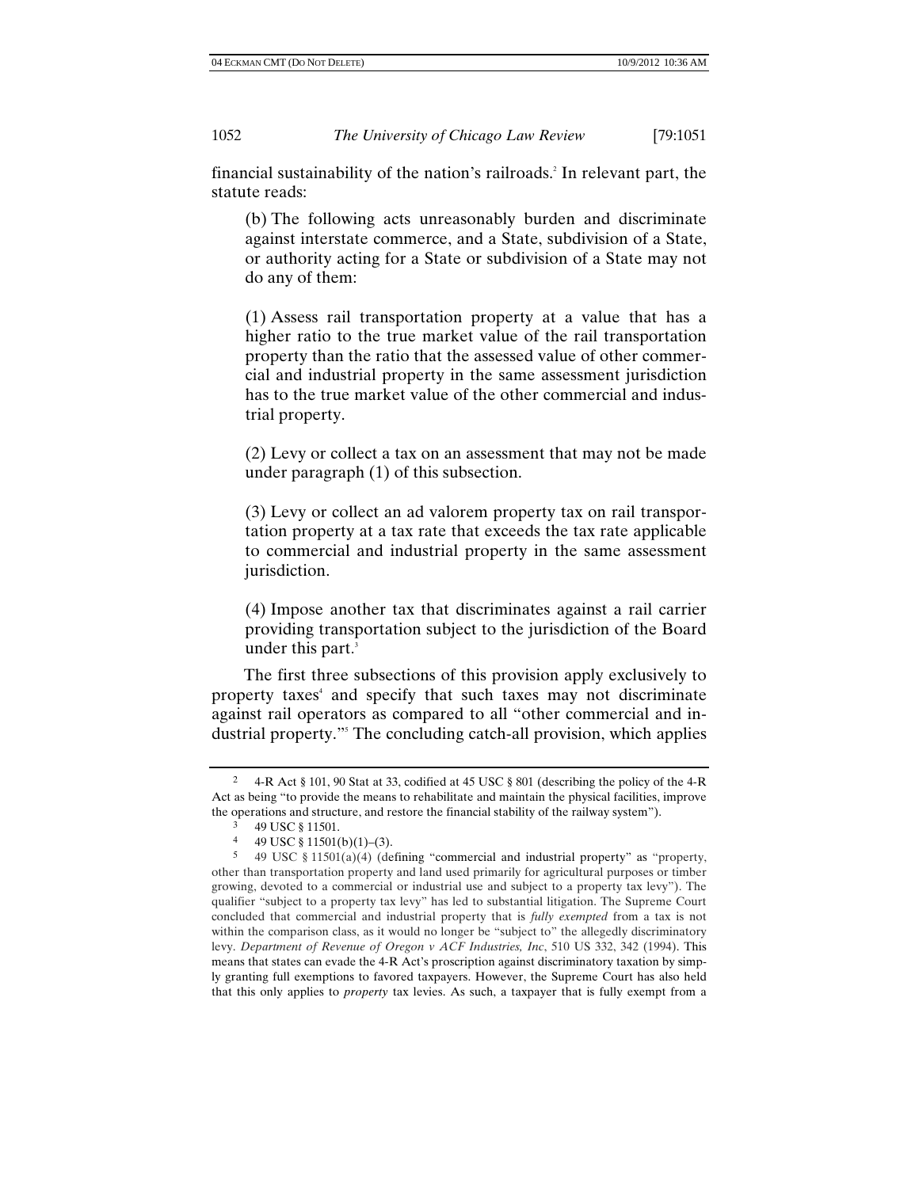financial sustainability of the nation's railroads.[2] In relevant part, the statute reads:

> (b) The following acts unreasonably burden and discriminate against interstate commerce, and a State, subdivision of a State, or authority acting for a State or subdivision of a State may not do any of them:
>
> (1) Assess rail transportation property at a value that has a higher ratio to the true market value of the rail transportation property than the ratio that the assessed value of other commercial and industrial property in the same assessment jurisdiction has to the true market value of the other commercial and industrial property.
>
> (2) Levy or collect a tax on an assessment that may not be made under paragraph (1) of this subsection.
>
> (3) Levy or collect an ad valorem property tax on rail transportation property at a tax rate that exceeds the tax rate applicable to commercial and industrial property in the same assessment jurisdiction.
>
> (4) Impose another tax that discriminates against a rail carrier providing transportation subject to the jurisdiction of the Board under this part.[3]

The first three subsections of this provision apply exclusively to property taxes[4] and specify that such taxes may not discriminate against rail operators as compared to all "other commercial and industrial property."[5] The concluding catch-all provision, which applies

---

[2] 4-R Act § 101, 90 Stat at 33, codified at 45 USC § 801 (describing the policy of the 4-R Act as being "to provide the means to rehabilitate and maintain the physical facilities, improve the operations and structure, and restore the financial stability of the railway system").

[3] 49 USC § 11501.

[4] 49 USC § 11501(b)(1)–(3).

[5] 49 USC § 11501(a)(4) (defining "commercial and industrial property" as "property, other than transportation property and land used primarily for agricultural purposes or timber growing, devoted to a commercial or industrial use and subject to a property tax levy"). The qualifier "subject to a property tax levy" has led to substantial litigation. The Supreme Court concluded that commercial and industrial property that is *fully exempted* from a tax is not within the comparison class, as it would no longer be "subject to" the allegedly discriminatory levy. *Department of Revenue of Oregon v ACF Industries, Inc*, 510 US 332, 342 (1994). This means that states can evade the 4-R Act's proscription against discriminatory taxation by simply granting full exemptions to favored taxpayers. However, the Supreme Court has also held that this only applies to *property* tax levies. As such, a taxpayer that is fully exempt from a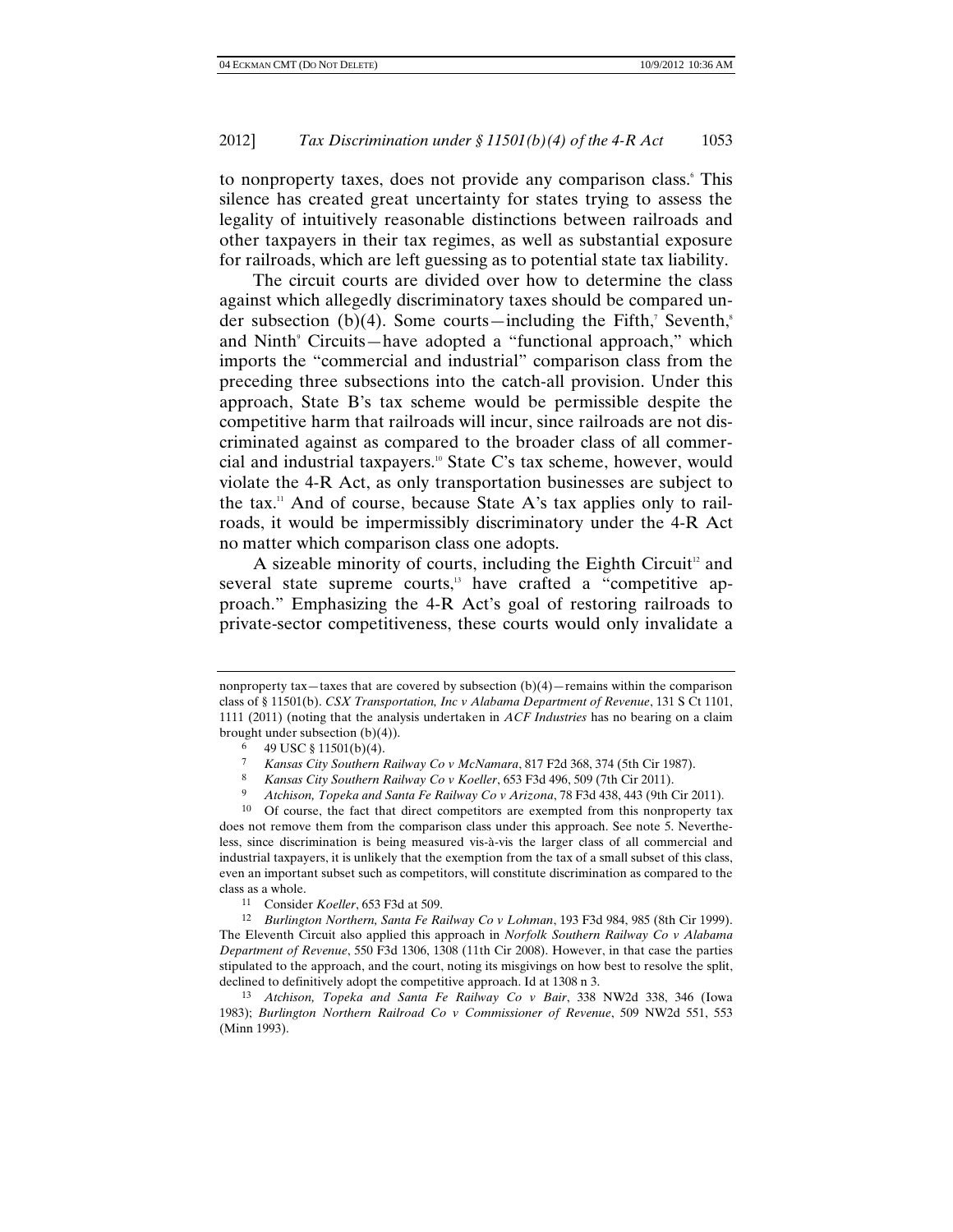to nonproperty taxes, does not provide any comparison class.[6] This silence has created great uncertainty for states trying to assess the legality of intuitively reasonable distinctions between railroads and other taxpayers in their tax regimes, as well as substantial exposure for railroads, which are left guessing as to potential state tax liability.

The circuit courts are divided over how to determine the class against which allegedly discriminatory taxes should be compared under subsection (b)(4). Some courts—including the Fifth,[7] Seventh,[8] and Ninth[9] Circuits—have adopted a "functional approach," which imports the "commercial and industrial" comparison class from the preceding three subsections into the catch-all provision. Under this approach, State B's tax scheme would be permissible despite the competitive harm that railroads will incur, since railroads are not discriminated against as compared to the broader class of all commercial and industrial taxpayers.[10] State C's tax scheme, however, would violate the 4-R Act, as only transportation businesses are subject to the tax.[11] And of course, because State A's tax applies only to railroads, it would be impermissibly discriminatory under the 4-R Act no matter which comparison class one adopts.

A sizeable minority of courts, including the Eighth Circuit[12] and several state supreme courts,[13] have crafted a "competitive approach." Emphasizing the 4-R Act's goal of restoring railroads to private-sector competitiveness, these courts would only invalidate a

---

nonproperty tax—taxes that are covered by subsection (b)(4)—remains within the comparison class of § 11501(b). *CSX Transportation, Inc v Alabama Department of Revenue*, 131 S Ct 1101, 1111 (2011) (noting that the analysis undertaken in *ACF Industries* has no bearing on a claim brought under subsection (b)(4)).

6 49 USC § 11501(b)(4).

7 *Kansas City Southern Railway Co v McNamara*, 817 F2d 368, 374 (5th Cir 1987).

8 *Kansas City Southern Railway Co v Koeller*, 653 F3d 496, 509 (7th Cir 2011).

9 *Atchison, Topeka and Santa Fe Railway Co v Arizona*, 78 F3d 438, 443 (9th Cir 2011).

10 Of course, the fact that direct competitors are exempted from this nonproperty tax does not remove them from the comparison class under this approach. See note 5. Nevertheless, since discrimination is being measured vis-à-vis the larger class of all commercial and industrial taxpayers, it is unlikely that the exemption from the tax of a small subset of this class, even an important subset such as competitors, will constitute discrimination as compared to the class as a whole.

11 Consider *Koeller*, 653 F3d at 509.

12 *Burlington Northern, Santa Fe Railway Co v Lohman*, 193 F3d 984, 985 (8th Cir 1999). The Eleventh Circuit also applied this approach in *Norfolk Southern Railway Co v Alabama Department of Revenue*, 550 F3d 1306, 1308 (11th Cir 2008). However, in that case the parties stipulated to the approach, and the court, noting its misgivings on how best to resolve the split, declined to definitively adopt the competitive approach. Id at 1308 n 3.

13 *Atchison, Topeka and Santa Fe Railway Co v Bair*, 338 NW2d 338, 346 (Iowa 1983); *Burlington Northern Railroad Co v Commissioner of Revenue*, 509 NW2d 551, 553 (Minn 1993).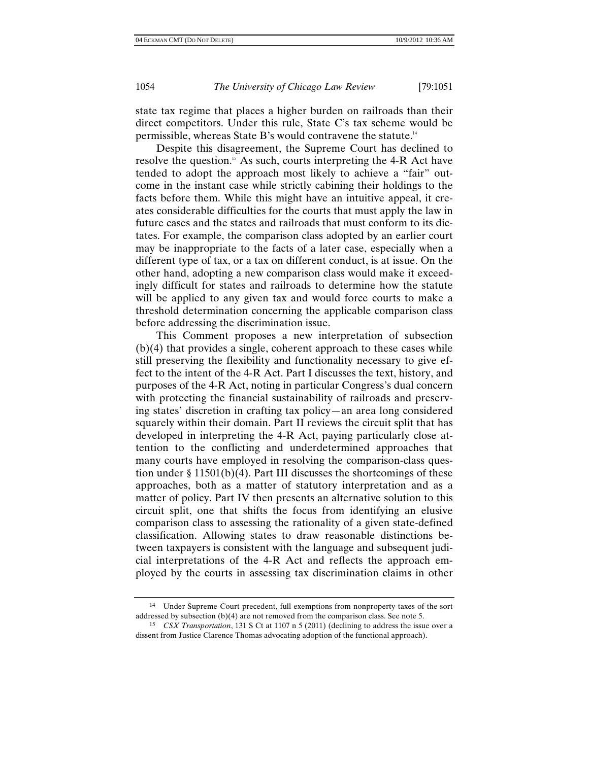state tax regime that places a higher burden on railroads than their direct competitors. Under this rule, State C's tax scheme would be permissible, whereas State B's would contravene the statute.[14]

Despite this disagreement, the Supreme Court has declined to resolve the question.[15] As such, courts interpreting the 4-R Act have tended to adopt the approach most likely to achieve a "fair" outcome in the instant case while strictly cabining their holdings to the facts before them. While this might have an intuitive appeal, it creates considerable difficulties for the courts that must apply the law in future cases and the states and railroads that must conform to its dictates. For example, the comparison class adopted by an earlier court may be inappropriate to the facts of a later case, especially when a different type of tax, or a tax on different conduct, is at issue. On the other hand, adopting a new comparison class would make it exceedingly difficult for states and railroads to determine how the statute will be applied to any given tax and would force courts to make a threshold determination concerning the applicable comparison class before addressing the discrimination issue.

This Comment proposes a new interpretation of subsection (b)(4) that provides a single, coherent approach to these cases while still preserving the flexibility and functionality necessary to give effect to the intent of the 4-R Act. Part I discusses the text, history, and purposes of the 4-R Act, noting in particular Congress's dual concern with protecting the financial sustainability of railroads and preserving states' discretion in crafting tax policy—an area long considered squarely within their domain. Part II reviews the circuit split that has developed in interpreting the 4-R Act, paying particularly close attention to the conflicting and underdetermined approaches that many courts have employed in resolving the comparison-class question under § 11501(b)(4). Part III discusses the shortcomings of these approaches, both as a matter of statutory interpretation and as a matter of policy. Part IV then presents an alternative solution to this circuit split, one that shifts the focus from identifying an elusive comparison class to assessing the rationality of a given state-defined classification. Allowing states to draw reasonable distinctions between taxpayers is consistent with the language and subsequent judicial interpretations of the 4-R Act and reflects the approach employed by the courts in assessing tax discrimination claims in other

---

[14] Under Supreme Court precedent, full exemptions from nonproperty taxes of the sort addressed by subsection (b)(4) are not removed from the comparison class. See note 5.

[15] *CSX Transportation*, 131 S Ct at 1107 n 5 (2011) (declining to address the issue over a dissent from Justice Clarence Thomas advocating adoption of the functional approach).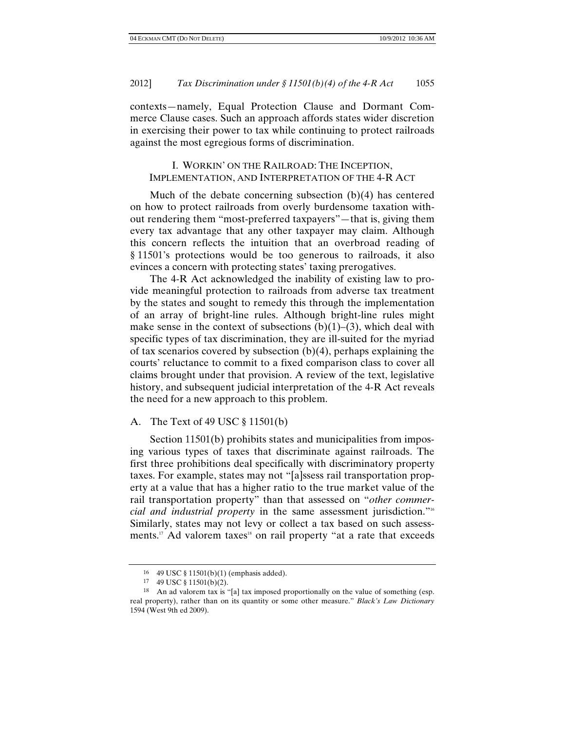contexts—namely, Equal Protection Clause and Dormant Commerce Clause cases. Such an approach affords states wider discretion in exercising their power to tax while continuing to protect railroads against the most egregious forms of discrimination.

## I. WORKIN' ON THE RAILROAD: THE INCEPTION, IMPLEMENTATION, AND INTERPRETATION OF THE 4-R ACT

Much of the debate concerning subsection (b)(4) has centered on how to protect railroads from overly burdensome taxation without rendering them "most-preferred taxpayers"—that is, giving them every tax advantage that any other taxpayer may claim. Although this concern reflects the intuition that an overbroad reading of § 11501's protections would be too generous to railroads, it also evinces a concern with protecting states' taxing prerogatives.

The 4-R Act acknowledged the inability of existing law to provide meaningful protection to railroads from adverse tax treatment by the states and sought to remedy this through the implementation of an array of bright-line rules. Although bright-line rules might make sense in the context of subsections (b)(1)–(3), which deal with specific types of tax discrimination, they are ill-suited for the myriad of tax scenarios covered by subsection (b)(4), perhaps explaining the courts' reluctance to commit to a fixed comparison class to cover all claims brought under that provision. A review of the text, legislative history, and subsequent judicial interpretation of the 4-R Act reveals the need for a new approach to this problem.

### A. The Text of 49 USC § 11501(b)

Section 11501(b) prohibits states and municipalities from imposing various types of taxes that discriminate against railroads. The first three prohibitions deal specifically with discriminatory property taxes. For example, states may not "[a]ssess rail transportation property at a value that has a higher ratio to the true market value of the rail transportation property" than that assessed on "*other commercial and industrial property* in the same assessment jurisdiction."[16] Similarly, states may not levy or collect a tax based on such assessments.[17] Ad valorem taxes[18] on rail property "at a rate that exceeds

---

16 49 USC § 11501(b)(1) (emphasis added).

17 49 USC § 11501(b)(2).

18 An ad valorem tax is "[a] tax imposed proportionally on the value of something (esp. real property), rather than on its quantity or some other measure." *Black's Law Dictionary* 1594 (West 9th ed 2009).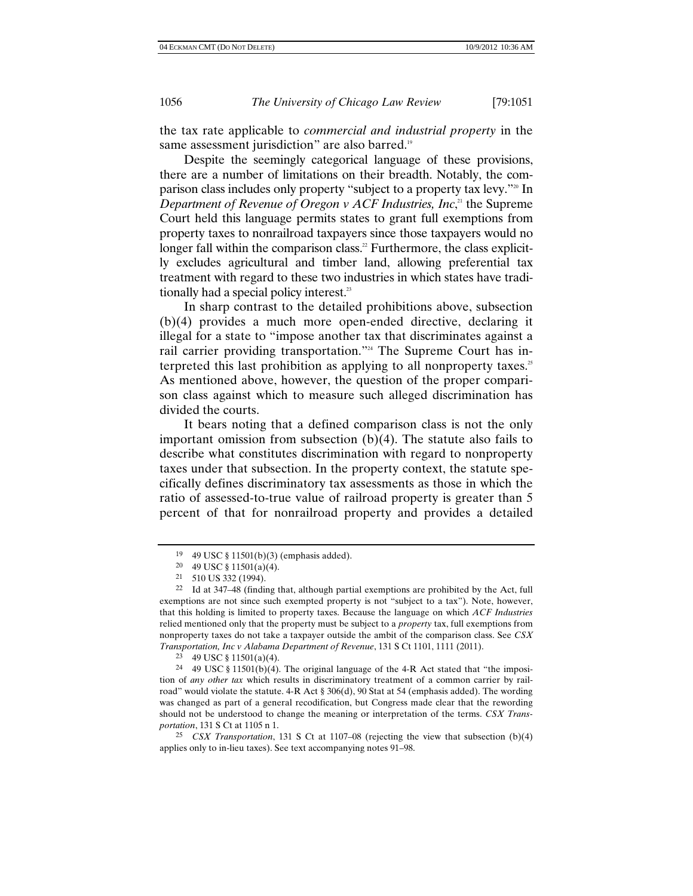the tax rate applicable to *commercial and industrial property* in the same assessment jurisdiction" are also barred.[19]

Despite the seemingly categorical language of these provisions, there are a number of limitations on their breadth. Notably, the comparison class includes only property "subject to a property tax levy."[20] In *Department of Revenue of Oregon v ACF Industries, Inc*,[21] the Supreme Court held this language permits states to grant full exemptions from property taxes to nonrailroad taxpayers since those taxpayers would no longer fall within the comparison class.[22] Furthermore, the class explicitly excludes agricultural and timber land, allowing preferential tax treatment with regard to these two industries in which states have traditionally had a special policy interest.[23]

In sharp contrast to the detailed prohibitions above, subsection (b)(4) provides a much more open-ended directive, declaring it illegal for a state to "impose another tax that discriminates against a rail carrier providing transportation."[24] The Supreme Court has interpreted this last prohibition as applying to all nonproperty taxes.[25] As mentioned above, however, the question of the proper comparison class against which to measure such alleged discrimination has divided the courts.

It bears noting that a defined comparison class is not the only important omission from subsection (b)(4). The statute also fails to describe what constitutes discrimination with regard to nonproperty taxes under that subsection. In the property context, the statute specifically defines discriminatory tax assessments as those in which the ratio of assessed-to-true value of railroad property is greater than 5 percent of that for nonrailroad property and provides a detailed

---

[19] 49 USC § 11501(b)(3) (emphasis added).

[20] 49 USC § 11501(a)(4).

[21] 510 US 332 (1994).

[22] Id at 347–48 (finding that, although partial exemptions are prohibited by the Act, full exemptions are not since such exempted property is not "subject to a tax"). Note, however, that this holding is limited to property taxes. Because the language on which *ACF Industries* relied mentioned only that the property must be subject to a *property* tax, full exemptions from nonproperty taxes do not take a taxpayer outside the ambit of the comparison class. See *CSX Transportation, Inc v Alabama Department of Revenue*, 131 S Ct 1101, 1111 (2011).

[23] 49 USC § 11501(a)(4).

[24] 49 USC § 11501(b)(4). The original language of the 4-R Act stated that "the imposition of *any other tax* which results in discriminatory treatment of a common carrier by railroad" would violate the statute. 4-R Act § 306(d), 90 Stat at 54 (emphasis added). The wording was changed as part of a general recodification, but Congress made clear that the rewording should not be understood to change the meaning or interpretation of the terms. *CSX Transportation*, 131 S Ct at 1105 n 1.

[25] *CSX Transportation*, 131 S Ct at 1107–08 (rejecting the view that subsection (b)(4) applies only to in-lieu taxes). See text accompanying notes 91–98.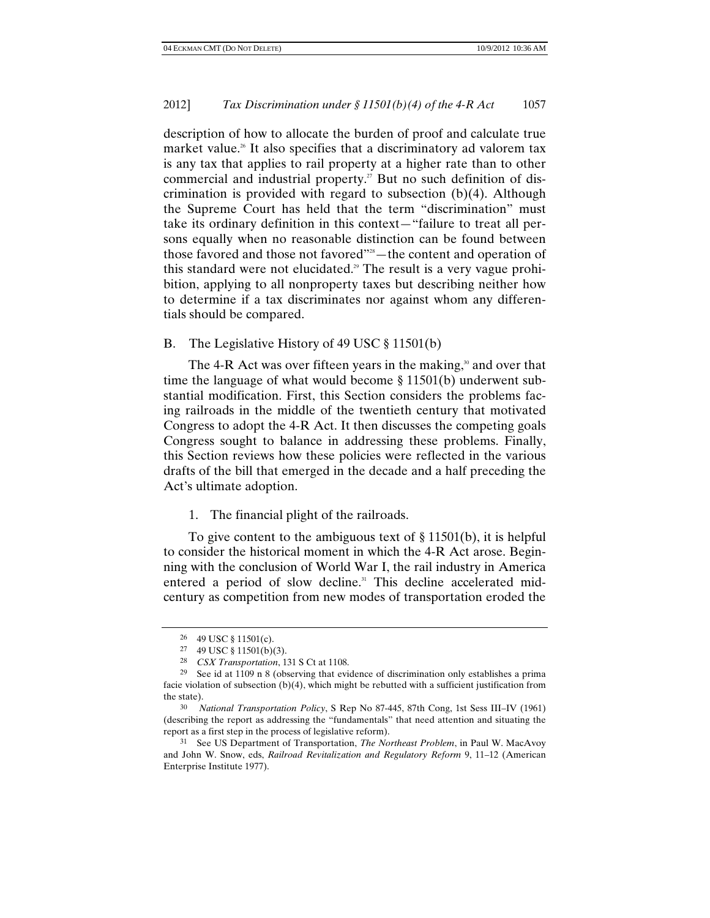description of how to allocate the burden of proof and calculate true market value.[26] It also specifies that a discriminatory ad valorem tax is any tax that applies to rail property at a higher rate than to other commercial and industrial property.[27] But no such definition of discrimination is provided with regard to subsection (b)(4). Although the Supreme Court has held that the term "discrimination" must take its ordinary definition in this context—"failure to treat all persons equally when no reasonable distinction can be found between those favored and those not favored"[28]—the content and operation of this standard were not elucidated.[29] The result is a very vague prohibition, applying to all nonproperty taxes but describing neither how to determine if a tax discriminates nor against whom any differentials should be compared.

## B. The Legislative History of 49 USC § 11501(b)

The 4-R Act was over fifteen years in the making,[30] and over that time the language of what would become § 11501(b) underwent substantial modification. First, this Section considers the problems facing railroads in the middle of the twentieth century that motivated Congress to adopt the 4-R Act. It then discusses the competing goals Congress sought to balance in addressing these problems. Finally, this Section reviews how these policies were reflected in the various drafts of the bill that emerged in the decade and a half preceding the Act's ultimate adoption.

### 1. The financial plight of the railroads.

To give content to the ambiguous text of § 11501(b), it is helpful to consider the historical moment in which the 4-R Act arose. Beginning with the conclusion of World War I, the rail industry in America entered a period of slow decline.[31] This decline accelerated midcentury as competition from new modes of transportation eroded the

---

[26] 49 USC § 11501(c).

[27] 49 USC § 11501(b)(3).

[28] *CSX Transportation*, 131 S Ct at 1108.

[29] See id at 1109 n 8 (observing that evidence of discrimination only establishes a prima facie violation of subsection (b)(4), which might be rebutted with a sufficient justification from the state).

[30] *National Transportation Policy*, S Rep No 87-445, 87th Cong, 1st Sess III–IV (1961) (describing the report as addressing the "fundamentals" that need attention and situating the report as a first step in the process of legislative reform).

[31] See US Department of Transportation, *The Northeast Problem*, in Paul W. MacAvoy and John W. Snow, eds, *Railroad Revitalization and Regulatory Reform* 9, 11–12 (American Enterprise Institute 1977).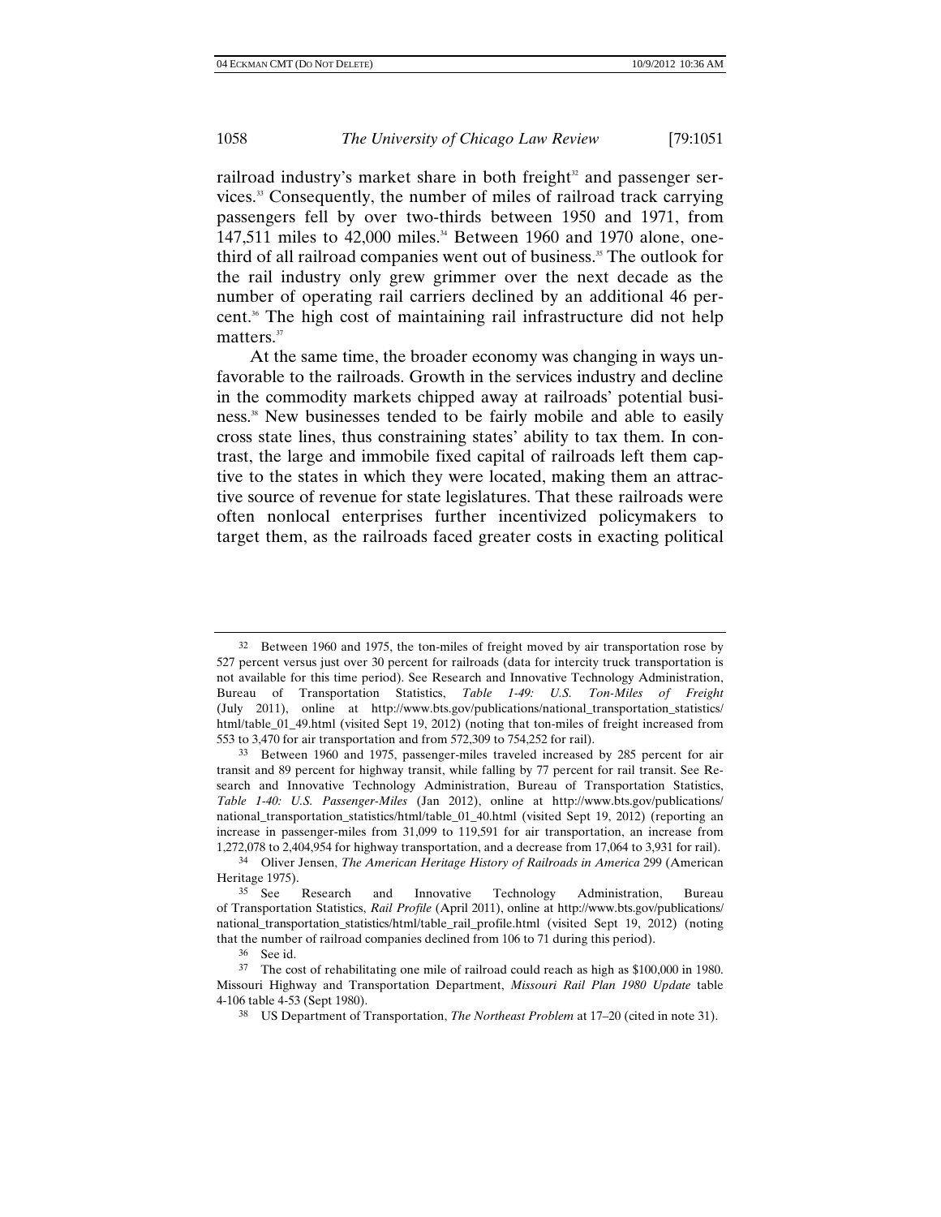railroad industry's market share in both freight[32] and passenger services.[33] Consequently, the number of miles of railroad track carrying passengers fell by over two-thirds between 1950 and 1971, from 147,511 miles to 42,000 miles.[34] Between 1960 and 1970 alone, one-third of all railroad companies went out of business.[35] The outlook for the rail industry only grew grimmer over the next decade as the number of operating rail carriers declined by an additional 46 percent.[36] The high cost of maintaining rail infrastructure did not help matters.[37]

At the same time, the broader economy was changing in ways unfavorable to the railroads. Growth in the services industry and decline in the commodity markets chipped away at railroads' potential business.[38] New businesses tended to be fairly mobile and able to easily cross state lines, thus constraining states' ability to tax them. In contrast, the large and immobile fixed capital of railroads left them captive to the states in which they were located, making them an attractive source of revenue for state legislatures. That these railroads were often nonlocal enterprises further incentivized policymakers to target them, as the railroads faced greater costs in exacting political

---

[32] Between 1960 and 1975, the ton-miles of freight moved by air transportation rose by 527 percent versus just over 30 percent for railroads (data for intercity truck transportation is not available for this time period). See Research and Innovative Technology Administration, Bureau of Transportation Statistics, *Table 1-49: U.S. Ton-Miles of Freight* (July 2011), online at http://www.bts.gov/publications/national_transportation_statistics/html/table_01_49.html (visited Sept 19, 2012) (noting that ton-miles of freight increased from 553 to 3,470 for air transportation and from 572,309 to 754,252 for rail).

[33] Between 1960 and 1975, passenger-miles traveled increased by 285 percent for air transit and 89 percent for highway transit, while falling by 77 percent for rail transit. See Research and Innovative Technology Administration, Bureau of Transportation Statistics, *Table 1-40: U.S. Passenger-Miles* (Jan 2012), online at http://www.bts.gov/publications/national_transportation_statistics/html/table_01_40.html (visited Sept 19, 2012) (reporting an increase in passenger-miles from 31,099 to 119,591 for air transportation, an increase from 1,272,078 to 2,404,954 for highway transportation, and a decrease from 17,064 to 3,931 for rail).

[34] Oliver Jensen, *The American Heritage History of Railroads in America* 299 (American Heritage 1975).

[35] See Research and Innovative Technology Administration, Bureau of Transportation Statistics, *Rail Profile* (April 2011), online at http://www.bts.gov/publications/national_transportation_statistics/html/table_rail_profile.html (visited Sept 19, 2012) (noting that the number of railroad companies declined from 106 to 71 during this period).

[36] See id.

[37] The cost of rehabilitating one mile of railroad could reach as high as $100,000 in 1980. Missouri Highway and Transportation Department, *Missouri Rail Plan 1980 Update* table 4-106 table 4-53 (Sept 1980).

[38] US Department of Transportation, *The Northeast Problem* at 17–20 (cited in note 31).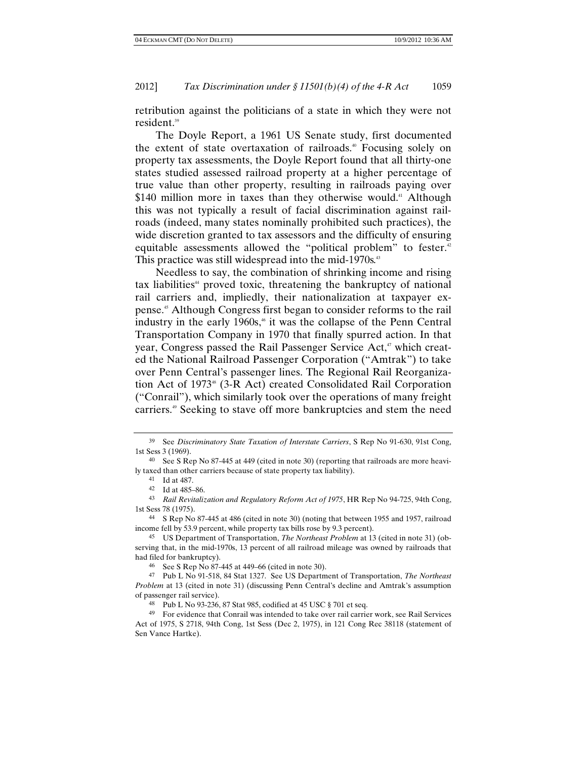retribution against the politicians of a state in which they were not resident.[39]

The Doyle Report, a 1961 US Senate study, first documented the extent of state overtaxation of railroads.[40] Focusing solely on property tax assessments, the Doyle Report found that all thirty-one states studied assessed railroad property at a higher percentage of true value than other property, resulting in railroads paying over \$140 million more in taxes than they otherwise would.[41] Although this was not typically a result of facial discrimination against railroads (indeed, many states nominally prohibited such practices), the wide discretion granted to tax assessors and the difficulty of ensuring equitable assessments allowed the "political problem" to fester.[42] This practice was still widespread into the mid-1970s.[43]

Needless to say, the combination of shrinking income and rising tax liabilities[44] proved toxic, threatening the bankruptcy of national rail carriers and, impliedly, their nationalization at taxpayer expense.[45] Although Congress first began to consider reforms to the rail industry in the early 1960s,[46] it was the collapse of the Penn Central Transportation Company in 1970 that finally spurred action. In that year, Congress passed the Rail Passenger Service Act,[47] which created the National Railroad Passenger Corporation ("Amtrak") to take over Penn Central's passenger lines. The Regional Rail Reorganization Act of 1973[48] (3-R Act) created Consolidated Rail Corporation ("Conrail"), which similarly took over the operations of many freight carriers.[49] Seeking to stave off more bankruptcies and stem the need

---

39 See *Discriminatory State Taxation of Interstate Carriers*, S Rep No 91-630, 91st Cong, 1st Sess 3 (1969).

40 See S Rep No 87-445 at 449 (cited in note 30) (reporting that railroads are more heavily taxed than other carriers because of state property tax liability).

41 Id at 487.

42 Id at 485–86.

43 *Rail Revitalization and Regulatory Reform Act of 1975*, HR Rep No 94-725, 94th Cong, 1st Sess 78 (1975).

44 S Rep No 87-445 at 486 (cited in note 30) (noting that between 1955 and 1957, railroad income fell by 53.9 percent, while property tax bills rose by 9.3 percent).

45 US Department of Transportation, *The Northeast Problem* at 13 (cited in note 31) (observing that, in the mid-1970s, 13 percent of all railroad mileage was owned by railroads that had filed for bankruptcy).

46 See S Rep No 87-445 at 449–66 (cited in note 30).

47 Pub L No 91-518, 84 Stat 1327. See US Department of Transportation, *The Northeast Problem* at 13 (cited in note 31) (discussing Penn Central's decline and Amtrak's assumption of passenger rail service).

48 Pub L No 93-236, 87 Stat 985, codified at 45 USC § 701 et seq.

49 For evidence that Conrail was intended to take over rail carrier work, see Rail Services Act of 1975, S 2718, 94th Cong, 1st Sess (Dec 2, 1975), in 121 Cong Rec 38118 (statement of Sen Vance Hartke).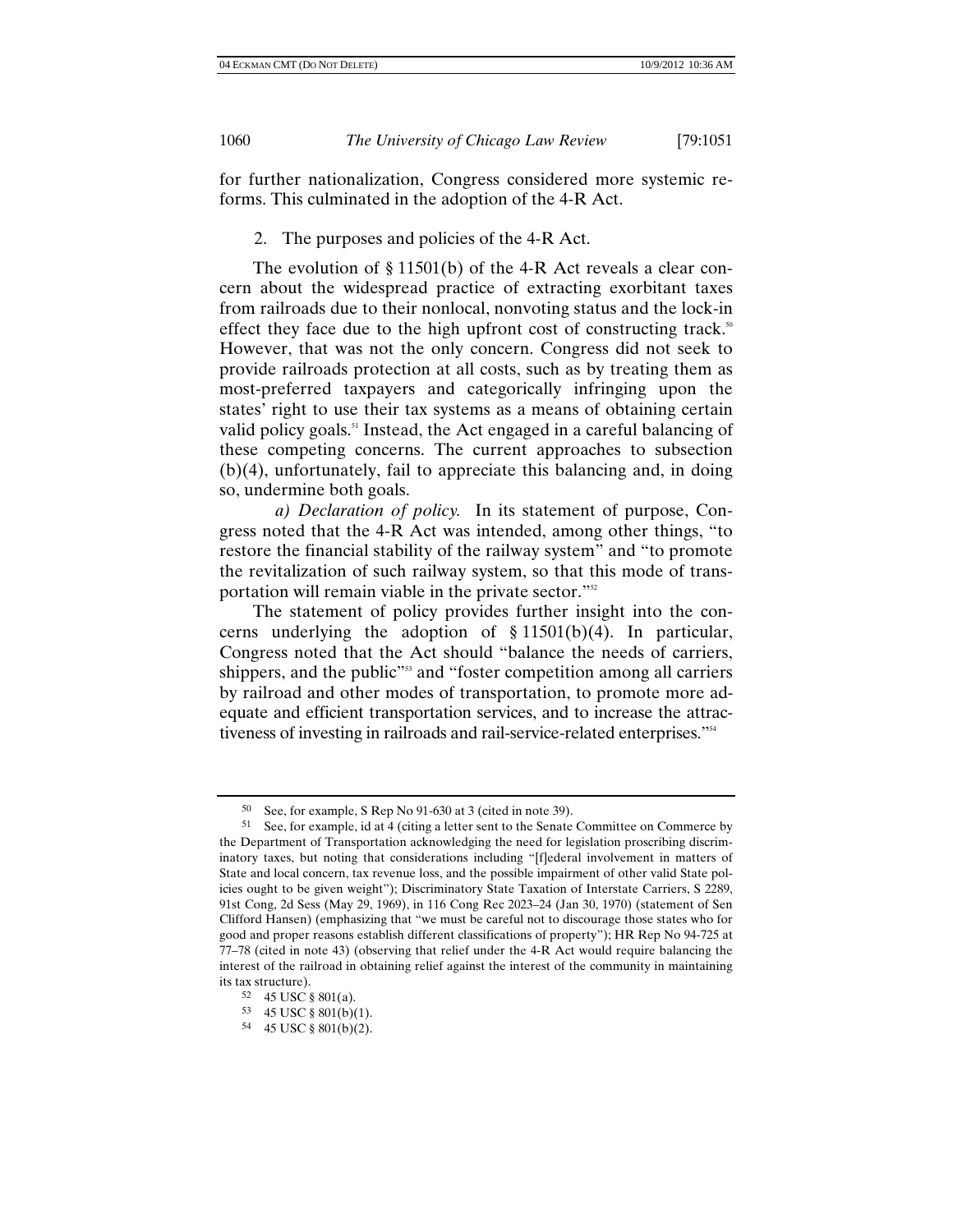for further nationalization, Congress considered more systemic reforms. This culminated in the adoption of the 4-R Act.

### 2. The purposes and policies of the 4-R Act.

The evolution of § 11501(b) of the 4-R Act reveals a clear concern about the widespread practice of extracting exorbitant taxes from railroads due to their nonlocal, nonvoting status and the lock-in effect they face due to the high upfront cost of constructing track.[50] However, that was not the only concern. Congress did not seek to provide railroads protection at all costs, such as by treating them as most-preferred taxpayers and categorically infringing upon the states' right to use their tax systems as a means of obtaining certain valid policy goals.[51] Instead, the Act engaged in a careful balancing of these competing concerns. The current approaches to subsection (b)(4), unfortunately, fail to appreciate this balancing and, in doing so, undermine both goals.

*a) Declaration of policy.* In its statement of purpose, Congress noted that the 4-R Act was intended, among other things, "to restore the financial stability of the railway system" and "to promote the revitalization of such railway system, so that this mode of transportation will remain viable in the private sector."[52]

The statement of policy provides further insight into the concerns underlying the adoption of § 11501(b)(4). In particular, Congress noted that the Act should "balance the needs of carriers, shippers, and the public"[53] and "foster competition among all carriers by railroad and other modes of transportation, to promote more adequate and efficient transportation services, and to increase the attractiveness of investing in railroads and rail-service-related enterprises."[54]

---

[50] See, for example, S Rep No 91-630 at 3 (cited in note 39).

[51] See, for example, id at 4 (citing a letter sent to the Senate Committee on Commerce by the Department of Transportation acknowledging the need for legislation proscribing discriminatory taxes, but noting that considerations including "[f]ederal involvement in matters of State and local concern, tax revenue loss, and the possible impairment of other valid State policies ought to be given weight"); Discriminatory State Taxation of Interstate Carriers, S 2289, 91st Cong, 2d Sess (May 29, 1969), in 116 Cong Rec 2023–24 (Jan 30, 1970) (statement of Sen Clifford Hansen) (emphasizing that "we must be careful not to discourage those states who for good and proper reasons establish different classifications of property"); HR Rep No 94-725 at 77–78 (cited in note 43) (observing that relief under the 4-R Act would require balancing the interest of the railroad in obtaining relief against the interest of the community in maintaining its tax structure).

[52] 45 USC § 801(a).

[53] 45 USC § 801(b)(1).

[54] 45 USC § 801(b)(2).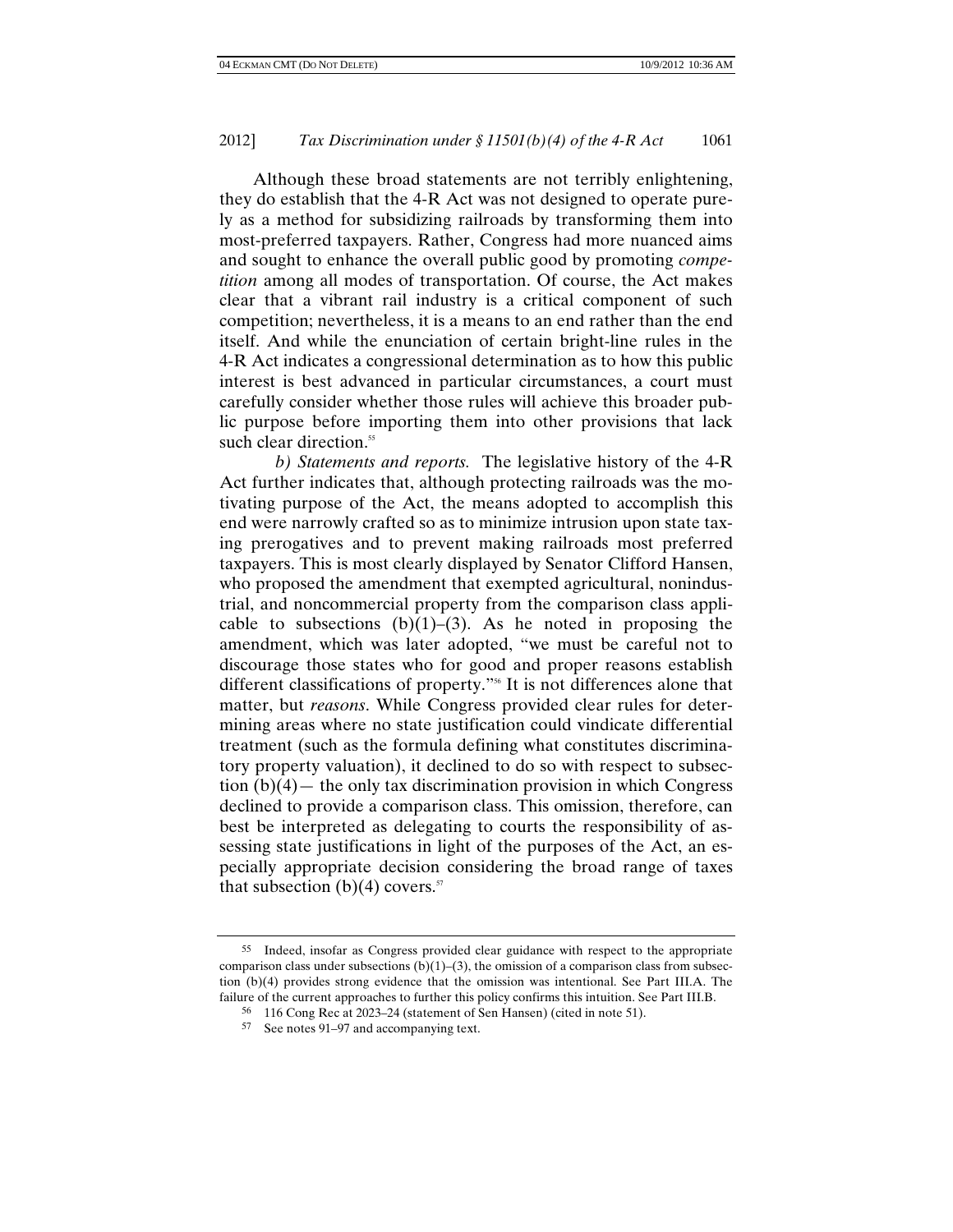Although these broad statements are not terribly enlightening, they do establish that the 4-R Act was not designed to operate purely as a method for subsidizing railroads by transforming them into most-preferred taxpayers. Rather, Congress had more nuanced aims and sought to enhance the overall public good by promoting *competition* among all modes of transportation. Of course, the Act makes clear that a vibrant rail industry is a critical component of such competition; nevertheless, it is a means to an end rather than the end itself. And while the enunciation of certain bright-line rules in the 4-R Act indicates a congressional determination as to how this public interest is best advanced in particular circumstances, a court must carefully consider whether those rules will achieve this broader public purpose before importing them into other provisions that lack such clear direction.[55]

*b) Statements and reports.* The legislative history of the 4-R Act further indicates that, although protecting railroads was the motivating purpose of the Act, the means adopted to accomplish this end were narrowly crafted so as to minimize intrusion upon state taxing prerogatives and to prevent making railroads most preferred taxpayers. This is most clearly displayed by Senator Clifford Hansen, who proposed the amendment that exempted agricultural, nonindustrial, and noncommercial property from the comparison class applicable to subsections (b)(1)–(3). As he noted in proposing the amendment, which was later adopted, "we must be careful not to discourage those states who for good and proper reasons establish different classifications of property."[56] It is not differences alone that matter, but *reasons*. While Congress provided clear rules for determining areas where no state justification could vindicate differential treatment (such as the formula defining what constitutes discriminatory property valuation), it declined to do so with respect to subsection (b)(4)— the only tax discrimination provision in which Congress declined to provide a comparison class. This omission, therefore, can best be interpreted as delegating to courts the responsibility of assessing state justifications in light of the purposes of the Act, an especially appropriate decision considering the broad range of taxes that subsection (b)(4) covers.[57]

---

[55] Indeed, insofar as Congress provided clear guidance with respect to the appropriate comparison class under subsections (b)(1)–(3), the omission of a comparison class from subsection (b)(4) provides strong evidence that the omission was intentional. See Part III.A. The failure of the current approaches to further this policy confirms this intuition. See Part III.B.

[56] 116 Cong Rec at 2023–24 (statement of Sen Hansen) (cited in note 51).

[57] See notes 91–97 and accompanying text.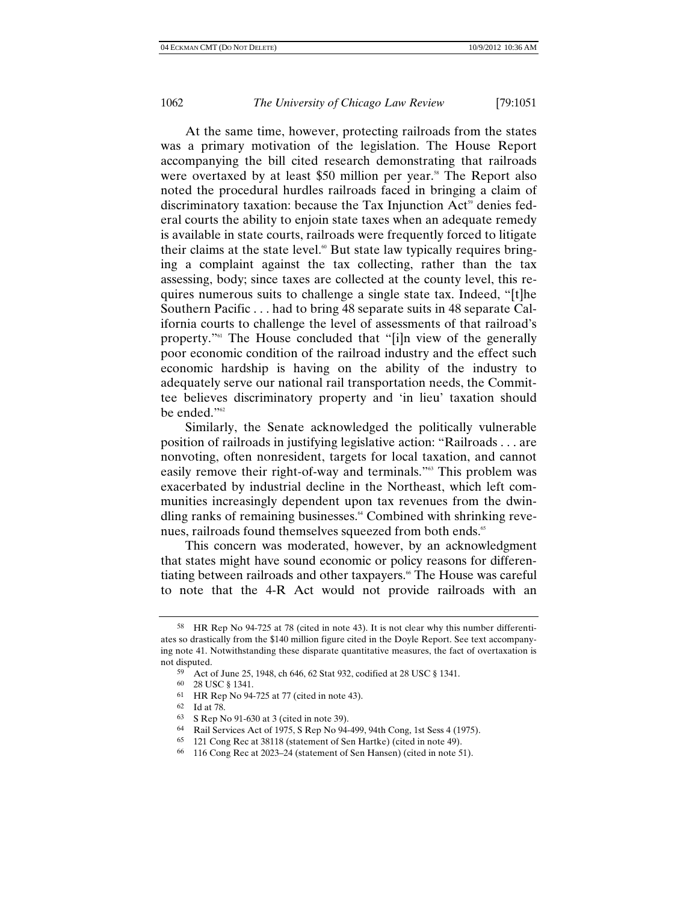At the same time, however, protecting railroads from the states was a primary motivation of the legislation. The House Report accompanying the bill cited research demonstrating that railroads were overtaxed by at least $50 million per year.[58] The Report also noted the procedural hurdles railroads faced in bringing a claim of discriminatory taxation: because the Tax Injunction Act[59] denies federal courts the ability to enjoin state taxes when an adequate remedy is available in state courts, railroads were frequently forced to litigate their claims at the state level.[60] But state law typically requires bringing a complaint against the tax collecting, rather than the tax assessing, body; since taxes are collected at the county level, this requires numerous suits to challenge a single state tax. Indeed, "[t]he Southern Pacific . . . had to bring 48 separate suits in 48 separate California courts to challenge the level of assessments of that railroad's property."[61] The House concluded that "[i]n view of the generally poor economic condition of the railroad industry and the effect such economic hardship is having on the ability of the industry to adequately serve our national rail transportation needs, the Committee believes discriminatory property and 'in lieu' taxation should be ended."[62]

Similarly, the Senate acknowledged the politically vulnerable position of railroads in justifying legislative action: "Railroads . . . are nonvoting, often nonresident, targets for local taxation, and cannot easily remove their right-of-way and terminals."[63] This problem was exacerbated by industrial decline in the Northeast, which left communities increasingly dependent upon tax revenues from the dwindling ranks of remaining businesses.[64] Combined with shrinking revenues, railroads found themselves squeezed from both ends.[65]

This concern was moderated, however, by an acknowledgment that states might have sound economic or policy reasons for differentiating between railroads and other taxpayers.[66] The House was careful to note that the 4-R Act would not provide railroads with an

---

58 HR Rep No 94-725 at 78 (cited in note 43). It is not clear why this number differentiates so drastically from the $140 million figure cited in the Doyle Report. See text accompanying note 41. Notwithstanding these disparate quantitative measures, the fact of overtaxation is not disputed.

59 Act of June 25, 1948, ch 646, 62 Stat 932, codified at 28 USC § 1341.

60 28 USC § 1341.

61 HR Rep No 94-725 at 77 (cited in note 43).

62 Id at 78.

63 S Rep No 91-630 at 3 (cited in note 39).

64 Rail Services Act of 1975, S Rep No 94-499, 94th Cong, 1st Sess 4 (1975).

65 121 Cong Rec at 38118 (statement of Sen Hartke) (cited in note 49).

66 116 Cong Rec at 2023–24 (statement of Sen Hansen) (cited in note 51).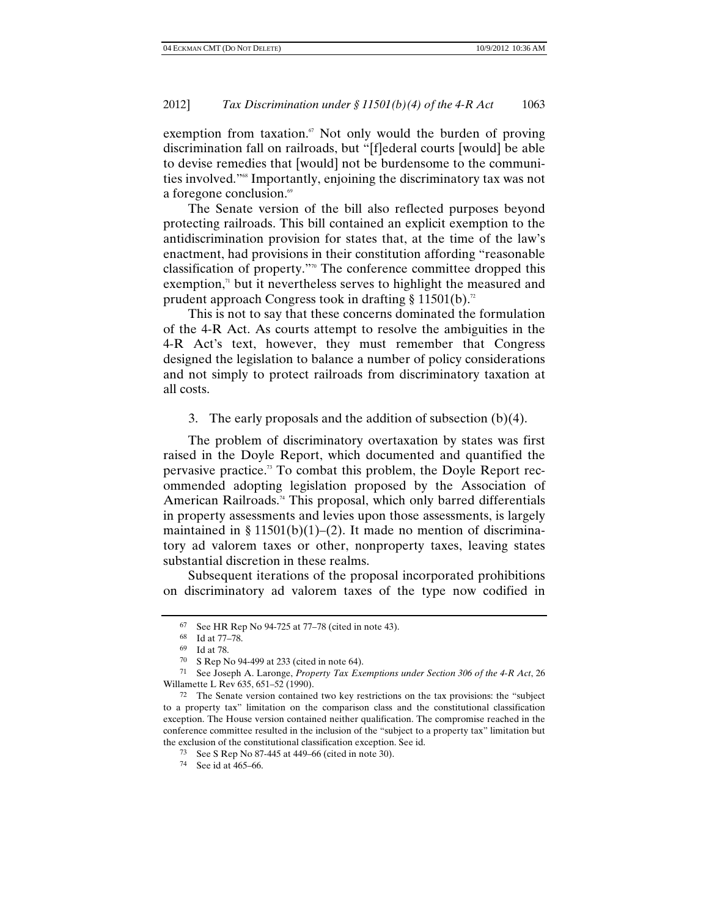exemption from taxation.[67] Not only would the burden of proving discrimination fall on railroads, but "[f]ederal courts [would] be able to devise remedies that [would] not be burdensome to the communities involved."[68] Importantly, enjoining the discriminatory tax was not a foregone conclusion.[69]

The Senate version of the bill also reflected purposes beyond protecting railroads. This bill contained an explicit exemption to the antidiscrimination provision for states that, at the time of the law's enactment, had provisions in their constitution affording "reasonable classification of property."[70] The conference committee dropped this exemption,[71] but it nevertheless serves to highlight the measured and prudent approach Congress took in drafting § 11501(b).[72]

This is not to say that these concerns dominated the formulation of the 4-R Act. As courts attempt to resolve the ambiguities in the 4-R Act's text, however, they must remember that Congress designed the legislation to balance a number of policy considerations and not simply to protect railroads from discriminatory taxation at all costs.

3. The early proposals and the addition of subsection (b)(4).

The problem of discriminatory overtaxation by states was first raised in the Doyle Report, which documented and quantified the pervasive practice.[73] To combat this problem, the Doyle Report recommended adopting legislation proposed by the Association of American Railroads.[74] This proposal, which only barred differentials in property assessments and levies upon those assessments, is largely maintained in § 11501(b)(1)–(2). It made no mention of discriminatory ad valorem taxes or other, nonproperty taxes, leaving states substantial discretion in these realms.

Subsequent iterations of the proposal incorporated prohibitions on discriminatory ad valorem taxes of the type now codified in

---

67 See HR Rep No 94-725 at 77–78 (cited in note 43).

68 Id at 77–78.

69 Id at 78.

70 S Rep No 94-499 at 233 (cited in note 64).

71 See Joseph A. Laronge, *Property Tax Exemptions under Section 306 of the 4-R Act*, 26 Willamette L Rev 635, 651–52 (1990).

72 The Senate version contained two key restrictions on the tax provisions: the "subject to a property tax" limitation on the comparison class and the constitutional classification exception. The House version contained neither qualification. The compromise reached in the conference committee resulted in the inclusion of the "subject to a property tax" limitation but the exclusion of the constitutional classification exception. See id.

73 See S Rep No 87-445 at 449–66 (cited in note 30).

74 See id at 465–66.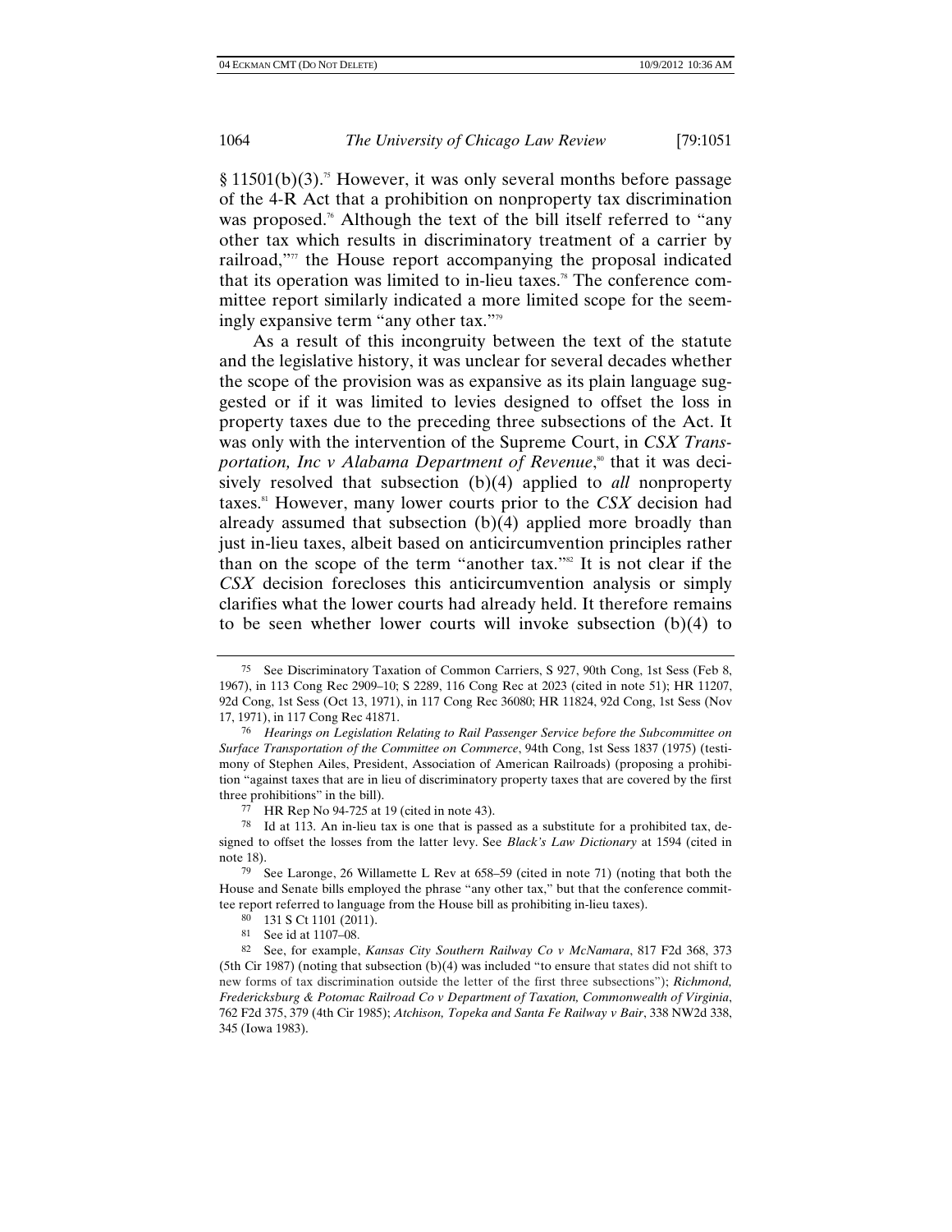§ 11501(b)(3).[75] However, it was only several months before passage of the 4-R Act that a prohibition on nonproperty tax discrimination was proposed.[76] Although the text of the bill itself referred to "any other tax which results in discriminatory treatment of a carrier by railroad,"[77] the House report accompanying the proposal indicated that its operation was limited to in-lieu taxes.[78] The conference committee report similarly indicated a more limited scope for the seemingly expansive term "any other tax."[79]

As a result of this incongruity between the text of the statute and the legislative history, it was unclear for several decades whether the scope of the provision was as expansive as its plain language suggested or if it was limited to levies designed to offset the loss in property taxes due to the preceding three subsections of the Act. It was only with the intervention of the Supreme Court, in *CSX Transportation, Inc v Alabama Department of Revenue*,[80] that it was decisively resolved that subsection (b)(4) applied to *all* nonproperty taxes.[81] However, many lower courts prior to the *CSX* decision had already assumed that subsection (b)(4) applied more broadly than just in-lieu taxes, albeit based on anticircumvention principles rather than on the scope of the term "another tax."[82] It is not clear if the *CSX* decision forecloses this anticircumvention analysis or simply clarifies what the lower courts had already held. It therefore remains to be seen whether lower courts will invoke subsection (b)(4) to

---

75 See Discriminatory Taxation of Common Carriers, S 927, 90th Cong, 1st Sess (Feb 8, 1967), in 113 Cong Rec 2909–10; S 2289, 116 Cong Rec at 2023 (cited in note 51); HR 11207, 92d Cong, 1st Sess (Oct 13, 1971), in 117 Cong Rec 36080; HR 11824, 92d Cong, 1st Sess (Nov 17, 1971), in 117 Cong Rec 41871.

76 *Hearings on Legislation Relating to Rail Passenger Service before the Subcommittee on Surface Transportation of the Committee on Commerce*, 94th Cong, 1st Sess 1837 (1975) (testimony of Stephen Ailes, President, Association of American Railroads) (proposing a prohibition "against taxes that are in lieu of discriminatory property taxes that are covered by the first three prohibitions" in the bill).

77 HR Rep No 94-725 at 19 (cited in note 43).

78 Id at 113. An in-lieu tax is one that is passed as a substitute for a prohibited tax, designed to offset the losses from the latter levy. See *Black's Law Dictionary* at 1594 (cited in note 18).

79 See Laronge, 26 Willamette L Rev at 658–59 (cited in note 71) (noting that both the House and Senate bills employed the phrase "any other tax," but that the conference committee report referred to language from the House bill as prohibiting in-lieu taxes).

80 131 S Ct 1101 (2011).

81 See id at 1107–08.

82 See, for example, *Kansas City Southern Railway Co v McNamara*, 817 F2d 368, 373 (5th Cir 1987) (noting that subsection (b)(4) was included "to ensure that states did not shift to new forms of tax discrimination outside the letter of the first three subsections"); *Richmond, Fredericksburg & Potomac Railroad Co v Department of Taxation, Commonwealth of Virginia*, 762 F2d 375, 379 (4th Cir 1985); *Atchison, Topeka and Santa Fe Railway v Bair*, 338 NW2d 338, 345 (Iowa 1983).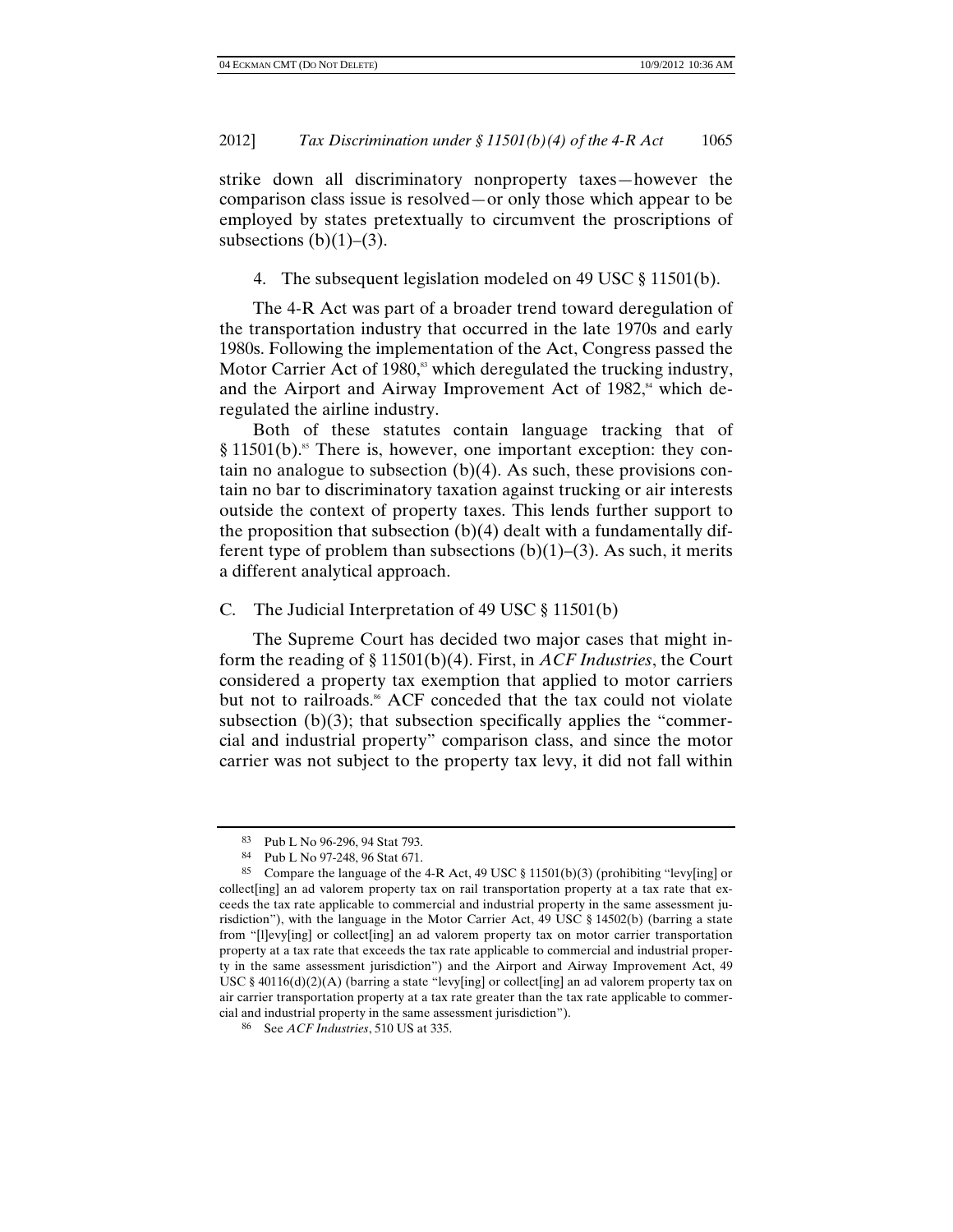strike down all discriminatory nonproperty taxes—however the comparison class issue is resolved—or only those which appear to be employed by states pretextually to circumvent the proscriptions of subsections (b)(1)–(3).

#### 4. The subsequent legislation modeled on 49 USC § 11501(b).

The 4-R Act was part of a broader trend toward deregulation of the transportation industry that occurred in the late 1970s and early 1980s. Following the implementation of the Act, Congress passed the Motor Carrier Act of 1980,[83] which deregulated the trucking industry, and the Airport and Airway Improvement Act of 1982,[84] which deregulated the airline industry.

Both of these statutes contain language tracking that of § 11501(b).[85] There is, however, one important exception: they contain no analogue to subsection (b)(4). As such, these provisions contain no bar to discriminatory taxation against trucking or air interests outside the context of property taxes. This lends further support to the proposition that subsection (b)(4) dealt with a fundamentally different type of problem than subsections (b)(1)–(3). As such, it merits a different analytical approach.

### C. The Judicial Interpretation of 49 USC § 11501(b)

The Supreme Court has decided two major cases that might inform the reading of § 11501(b)(4). First, in *ACF Industries*, the Court considered a property tax exemption that applied to motor carriers but not to railroads.[86] ACF conceded that the tax could not violate subsection (b)(3); that subsection specifically applies the "commercial and industrial property" comparison class, and since the motor carrier was not subject to the property tax levy, it did not fall within

---

[83] Pub L No 96-296, 94 Stat 793.

[84] Pub L No 97-248, 96 Stat 671.

[85] Compare the language of the 4-R Act, 49 USC § 11501(b)(3) (prohibiting "levy[ing] or collect[ing] an ad valorem property tax on rail transportation property at a tax rate that exceeds the tax rate applicable to commercial and industrial property in the same assessment jurisdiction"), with the language in the Motor Carrier Act, 49 USC § 14502(b) (barring a state from "[l]evy[ing] or collect[ing] an ad valorem property tax on motor carrier transportation property at a tax rate that exceeds the tax rate applicable to commercial and industrial property in the same assessment jurisdiction") and the Airport and Airway Improvement Act, 49 USC § 40116(d)(2)(A) (barring a state "levy[ing] or collect[ing] an ad valorem property tax on air carrier transportation property at a tax rate greater than the tax rate applicable to commercial and industrial property in the same assessment jurisdiction").

[86] See *ACF Industries*, 510 US at 335.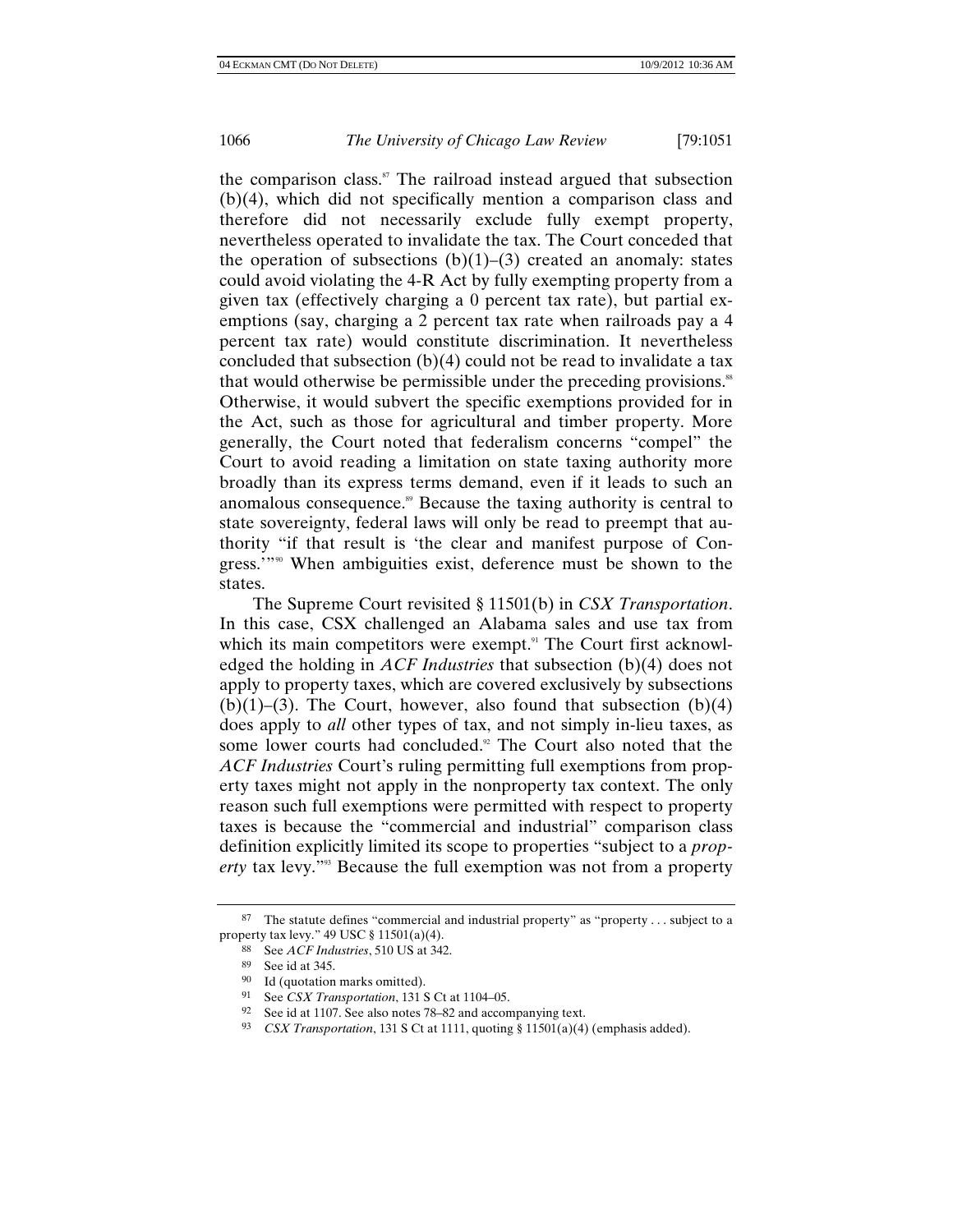the comparison class.[87] The railroad instead argued that subsection (b)(4), which did not specifically mention a comparison class and therefore did not necessarily exclude fully exempt property, nevertheless operated to invalidate the tax. The Court conceded that the operation of subsections (b)(1)–(3) created an anomaly: states could avoid violating the 4-R Act by fully exempting property from a given tax (effectively charging a 0 percent tax rate), but partial exemptions (say, charging a 2 percent tax rate when railroads pay a 4 percent tax rate) would constitute discrimination. It nevertheless concluded that subsection (b)(4) could not be read to invalidate a tax that would otherwise be permissible under the preceding provisions.[88] Otherwise, it would subvert the specific exemptions provided for in the Act, such as those for agricultural and timber property. More generally, the Court noted that federalism concerns "compel" the Court to avoid reading a limitation on state taxing authority more broadly than its express terms demand, even if it leads to such an anomalous consequence.[89] Because the taxing authority is central to state sovereignty, federal laws will only be read to preempt that authority "if that result is 'the clear and manifest purpose of Congress.'"[90] When ambiguities exist, deference must be shown to the states.

The Supreme Court revisited § 11501(b) in *CSX Transportation*. In this case, CSX challenged an Alabama sales and use tax from which its main competitors were exempt.[91] The Court first acknowledged the holding in *ACF Industries* that subsection (b)(4) does not apply to property taxes, which are covered exclusively by subsections (b)(1)–(3). The Court, however, also found that subsection (b)(4) does apply to *all* other types of tax, and not simply in-lieu taxes, as some lower courts had concluded.[92] The Court also noted that the *ACF Industries* Court's ruling permitting full exemptions from property taxes might not apply in the nonproperty tax context. The only reason such full exemptions were permitted with respect to property taxes is because the "commercial and industrial" comparison class definition explicitly limited its scope to properties "subject to a *property* tax levy."[93] Because the full exemption was not from a property

---

[87] The statute defines "commercial and industrial property" as "property . . . subject to a property tax levy." 49 USC § 11501(a)(4).

[88] See *ACF Industries*, 510 US at 342.

[89] See id at 345.

[90] Id (quotation marks omitted).

[91] See *CSX Transportation*, 131 S Ct at 1104–05.

[92] See id at 1107. See also notes 78–82 and accompanying text.

[93] *CSX Transportation*, 131 S Ct at 1111, quoting § 11501(a)(4) (emphasis added).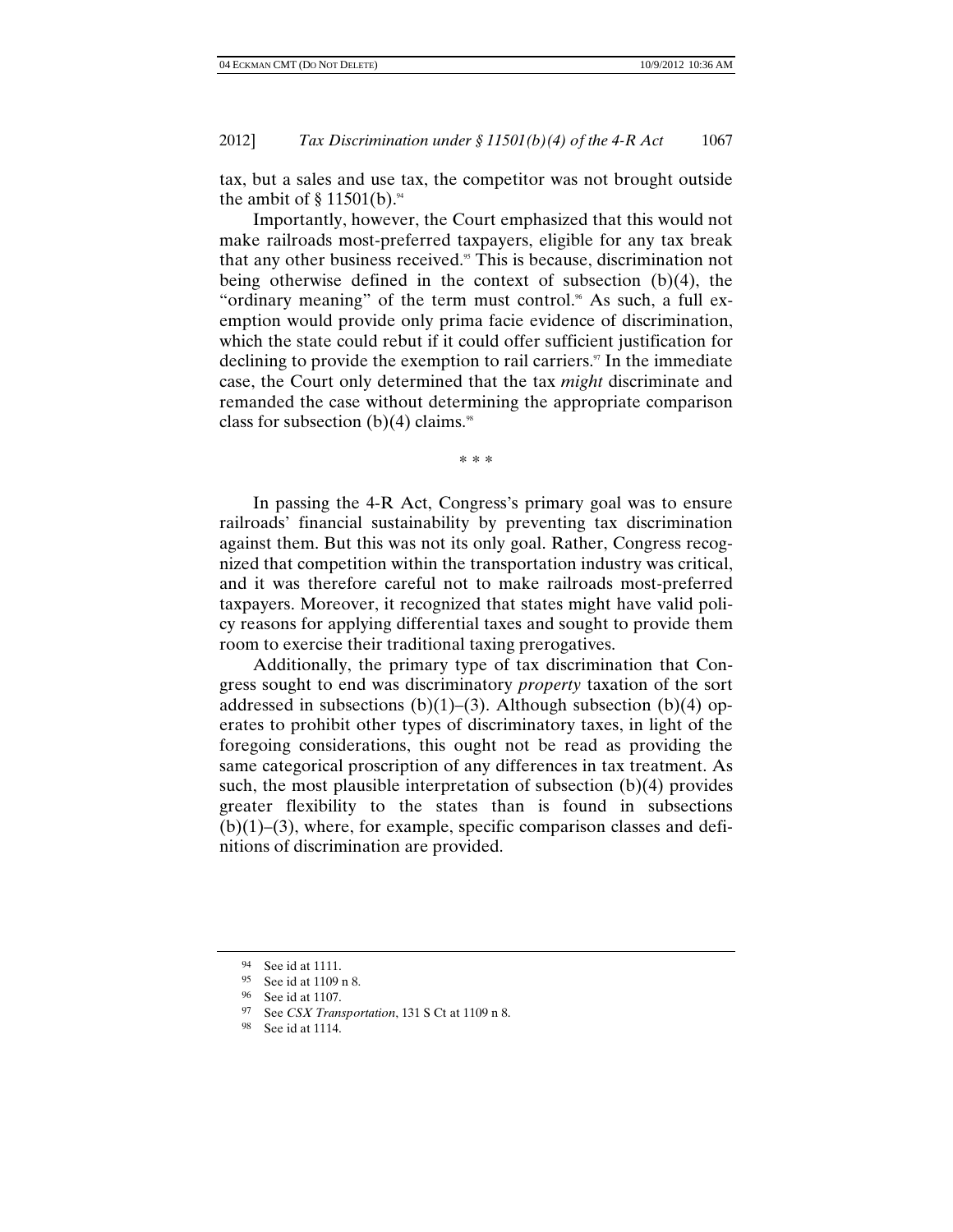tax, but a sales and use tax, the competitor was not brought outside the ambit of § 11501(b).[94]

Importantly, however, the Court emphasized that this would not make railroads most-preferred taxpayers, eligible for any tax break that any other business received.[95] This is because, discrimination not being otherwise defined in the context of subsection (b)(4), the "ordinary meaning" of the term must control.[96] As such, a full exemption would provide only prima facie evidence of discrimination, which the state could rebut if it could offer sufficient justification for declining to provide the exemption to rail carriers.[97] In the immediate case, the Court only determined that the tax *might* discriminate and remanded the case without determining the appropriate comparison class for subsection (b)(4) claims.[98]

\* \* \*

In passing the 4-R Act, Congress's primary goal was to ensure railroads' financial sustainability by preventing tax discrimination against them. But this was not its only goal. Rather, Congress recognized that competition within the transportation industry was critical, and it was therefore careful not to make railroads most-preferred taxpayers. Moreover, it recognized that states might have valid policy reasons for applying differential taxes and sought to provide them room to exercise their traditional taxing prerogatives.

Additionally, the primary type of tax discrimination that Congress sought to end was discriminatory *property* taxation of the sort addressed in subsections (b)(1)–(3). Although subsection (b)(4) operates to prohibit other types of discriminatory taxes, in light of the foregoing considerations, this ought not be read as providing the same categorical proscription of any differences in tax treatment. As such, the most plausible interpretation of subsection (b)(4) provides greater flexibility to the states than is found in subsections (b)(1)–(3), where, for example, specific comparison classes and definitions of discrimination are provided.

---

94 See id at 1111.

95 See id at 1109 n 8.

96 See id at 1107.

97 See *CSX Transportation*, 131 S Ct at 1109 n 8.

98 See id at 1114.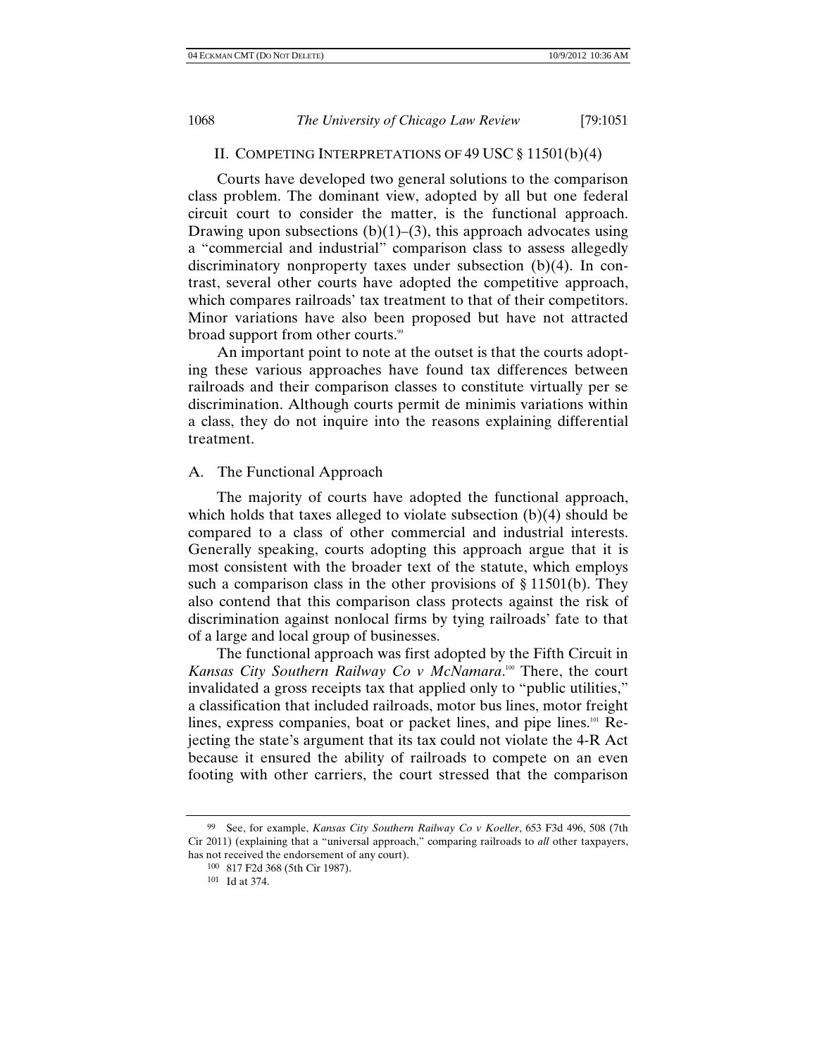## II. COMPETING INTERPRETATIONS OF 49 USC § 11501(b)(4)

Courts have developed two general solutions to the comparison class problem. The dominant view, adopted by all but one federal circuit court to consider the matter, is the functional approach. Drawing upon subsections (b)(1)–(3), this approach advocates using a "commercial and industrial" comparison class to assess allegedly discriminatory nonproperty taxes under subsection (b)(4). In contrast, several other courts have adopted the competitive approach, which compares railroads' tax treatment to that of their competitors. Minor variations have also been proposed but have not attracted broad support from other courts.[99]

An important point to note at the outset is that the courts adopting these various approaches have found tax differences between railroads and their comparison classes to constitute virtually per se discrimination. Although courts permit de minimis variations within a class, they do not inquire into the reasons explaining differential treatment.

### A. The Functional Approach

The majority of courts have adopted the functional approach, which holds that taxes alleged to violate subsection (b)(4) should be compared to a class of other commercial and industrial interests. Generally speaking, courts adopting this approach argue that it is most consistent with the broader text of the statute, which employs such a comparison class in the other provisions of § 11501(b). They also contend that this comparison class protects against the risk of discrimination against nonlocal firms by tying railroads' fate to that of a large and local group of businesses.

The functional approach was first adopted by the Fifth Circuit in *Kansas City Southern Railway Co v McNamara*.[100] There, the court invalidated a gross receipts tax that applied only to "public utilities," a classification that included railroads, motor bus lines, motor freight lines, express companies, boat or packet lines, and pipe lines.[101] Rejecting the state's argument that its tax could not violate the 4-R Act because it ensured the ability of railroads to compete on an even footing with other carriers, the court stressed that the comparison

---

99 See, for example, *Kansas City Southern Railway Co v Koeller*, 653 F3d 496, 508 (7th Cir 2011) (explaining that a "universal approach," comparing railroads to *all* other taxpayers, has not received the endorsement of any court).

100 817 F2d 368 (5th Cir 1987).

101 Id at 374.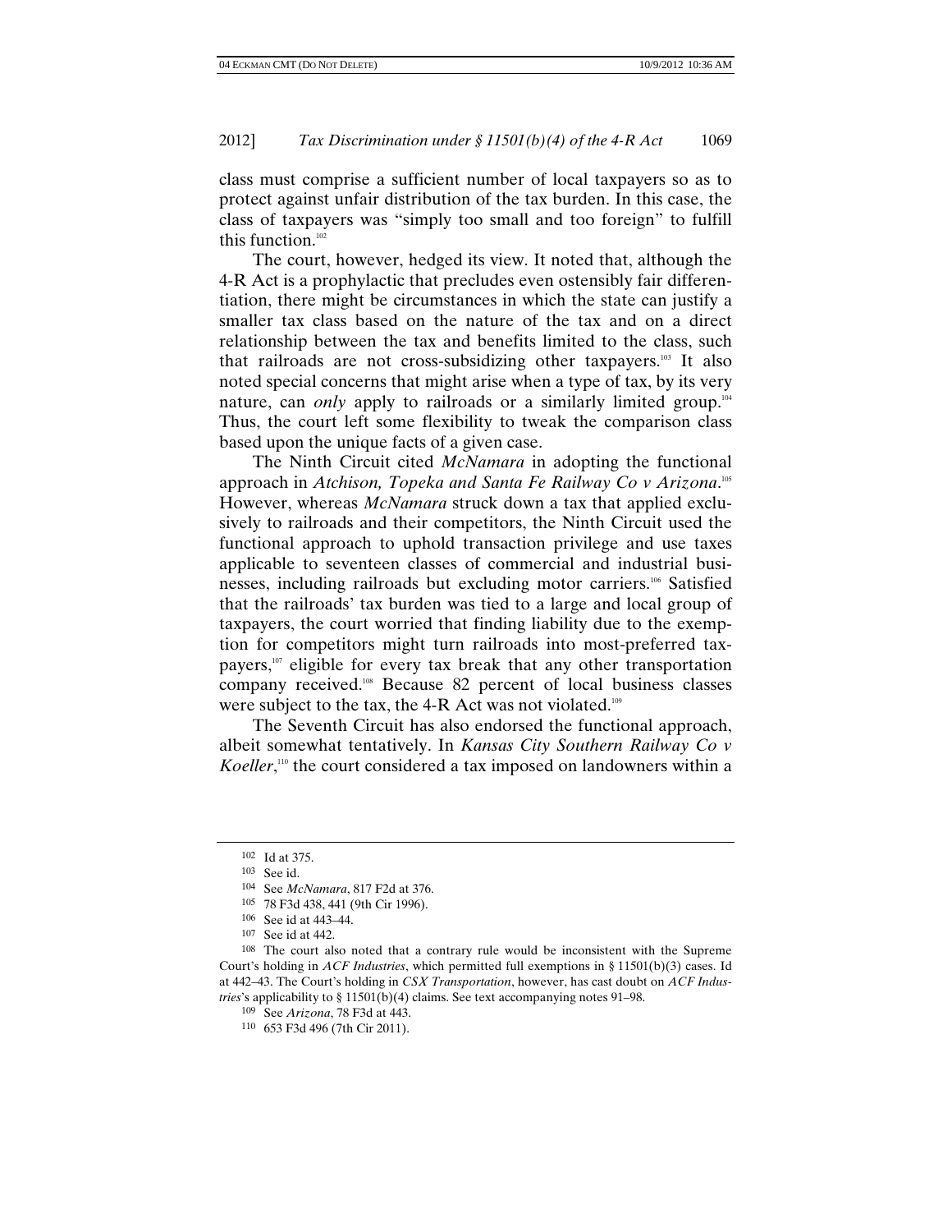class must comprise a sufficient number of local taxpayers so as to protect against unfair distribution of the tax burden. In this case, the class of taxpayers was "simply too small and too foreign" to fulfill this function.[102]

The court, however, hedged its view. It noted that, although the 4-R Act is a prophylactic that precludes even ostensibly fair differentiation, there might be circumstances in which the state can justify a smaller tax class based on the nature of the tax and on a direct relationship between the tax and benefits limited to the class, such that railroads are not cross-subsidizing other taxpayers.[103] It also noted special concerns that might arise when a type of tax, by its very nature, can *only* apply to railroads or a similarly limited group.[104] Thus, the court left some flexibility to tweak the comparison class based upon the unique facts of a given case.

The Ninth Circuit cited *McNamara* in adopting the functional approach in *Atchison, Topeka and Santa Fe Railway Co v Arizona*.[105] However, whereas *McNamara* struck down a tax that applied exclusively to railroads and their competitors, the Ninth Circuit used the functional approach to uphold transaction privilege and use taxes applicable to seventeen classes of commercial and industrial businesses, including railroads but excluding motor carriers.[106] Satisfied that the railroads' tax burden was tied to a large and local group of taxpayers, the court worried that finding liability due to the exemption for competitors might turn railroads into most-preferred taxpayers,[107] eligible for every tax break that any other transportation company received.[108] Because 82 percent of local business classes were subject to the tax, the 4-R Act was not violated.[109]

The Seventh Circuit has also endorsed the functional approach, albeit somewhat tentatively. In *Kansas City Southern Railway Co v Koeller*,[110] the court considered a tax imposed on landowners within a

---

102 Id at 375.

103 See id.

104 See *McNamara*, 817 F2d at 376.

105 78 F3d 438, 441 (9th Cir 1996).

106 See id at 443–44.

107 See id at 442.

108 The court also noted that a contrary rule would be inconsistent with the Supreme Court's holding in *ACF Industries*, which permitted full exemptions in § 11501(b)(3) cases. Id at 442–43. The Court's holding in *CSX Transportation*, however, has cast doubt on *ACF Industries*'s applicability to § 11501(b)(4) claims. See text accompanying notes 91–98.

109 See *Arizona*, 78 F3d at 443.

110 653 F3d 496 (7th Cir 2011).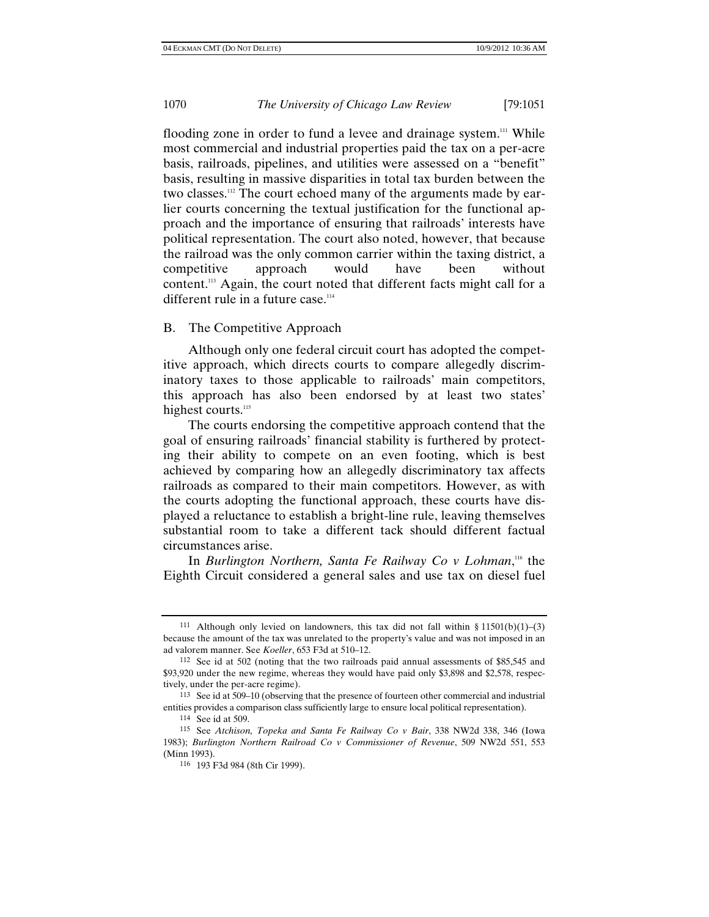flooding zone in order to fund a levee and drainage system.[111] While most commercial and industrial properties paid the tax on a per-acre basis, railroads, pipelines, and utilities were assessed on a "benefit" basis, resulting in massive disparities in total tax burden between the two classes.[112] The court echoed many of the arguments made by earlier courts concerning the textual justification for the functional approach and the importance of ensuring that railroads' interests have political representation. The court also noted, however, that because the railroad was the only common carrier within the taxing district, a competitive approach would have been without content.[113] Again, the court noted that different facts might call for a different rule in a future case.[114]

## B. The Competitive Approach

Although only one federal circuit court has adopted the competitive approach, which directs courts to compare allegedly discriminatory taxes to those applicable to railroads' main competitors, this approach has also been endorsed by at least two states' highest courts.[115]

The courts endorsing the competitive approach contend that the goal of ensuring railroads' financial stability is furthered by protecting their ability to compete on an even footing, which is best achieved by comparing how an allegedly discriminatory tax affects railroads as compared to their main competitors. However, as with the courts adopting the functional approach, these courts have displayed a reluctance to establish a bright-line rule, leaving themselves substantial room to take a different tack should different factual circumstances arise.

In *Burlington Northern, Santa Fe Railway Co v Lohman*,[116] the Eighth Circuit considered a general sales and use tax on diesel fuel

---

[111] Although only levied on landowners, this tax did not fall within § 11501(b)(1)–(3) because the amount of the tax was unrelated to the property's value and was not imposed in an ad valorem manner. See *Koeller*, 653 F3d at 510–12.

[112] See id at 502 (noting that the two railroads paid annual assessments of $85,545 and $93,920 under the new regime, whereas they would have paid only $3,898 and $2,578, respectively, under the per-acre regime).

[113] See id at 509–10 (observing that the presence of fourteen other commercial and industrial entities provides a comparison class sufficiently large to ensure local political representation).

[114] See id at 509.

[115] See *Atchison, Topeka and Santa Fe Railway Co v Bair*, 338 NW2d 338, 346 (Iowa 1983); *Burlington Northern Railroad Co v Commissioner of Revenue*, 509 NW2d 551, 553 (Minn 1993).

[116] 193 F3d 984 (8th Cir 1999).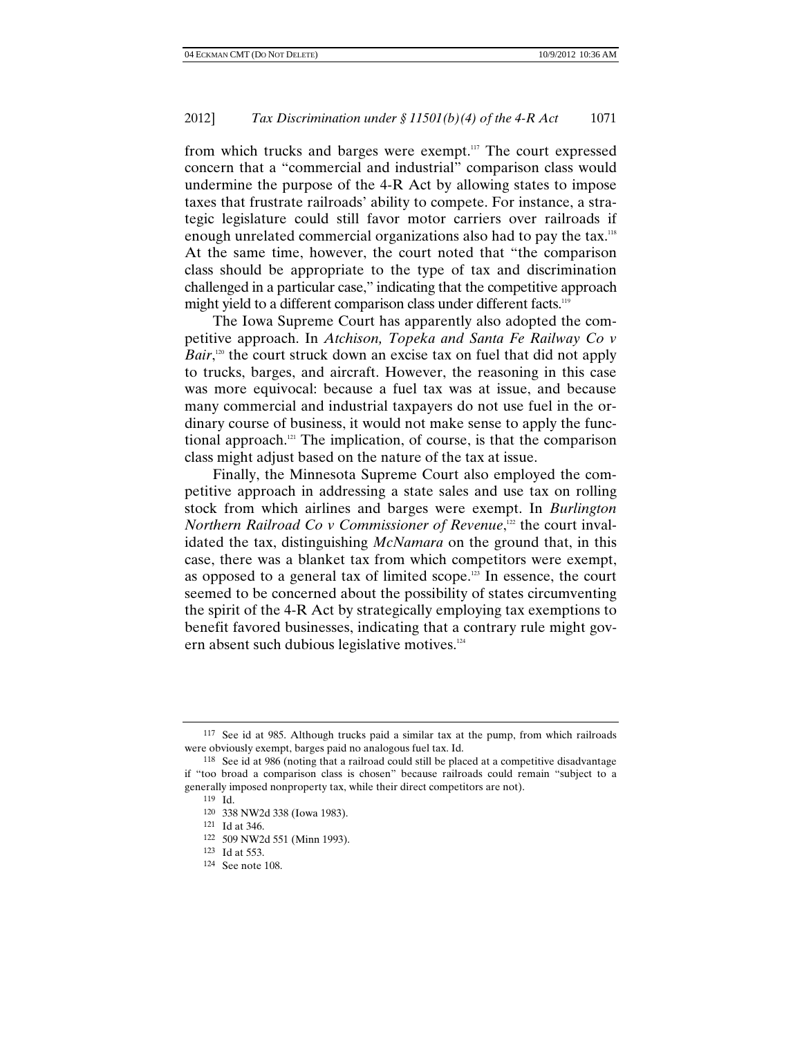from which trucks and barges were exempt.[117] The court expressed concern that a "commercial and industrial" comparison class would undermine the purpose of the 4-R Act by allowing states to impose taxes that frustrate railroads' ability to compete. For instance, a strategic legislature could still favor motor carriers over railroads if enough unrelated commercial organizations also had to pay the tax.[118] At the same time, however, the court noted that "the comparison class should be appropriate to the type of tax and discrimination challenged in a particular case," indicating that the competitive approach might yield to a different comparison class under different facts.[119]

The Iowa Supreme Court has apparently also adopted the competitive approach. In *Atchison, Topeka and Santa Fe Railway Co v Bair*,[120] the court struck down an excise tax on fuel that did not apply to trucks, barges, and aircraft. However, the reasoning in this case was more equivocal: because a fuel tax was at issue, and because many commercial and industrial taxpayers do not use fuel in the ordinary course of business, it would not make sense to apply the functional approach.[121] The implication, of course, is that the comparison class might adjust based on the nature of the tax at issue.

Finally, the Minnesota Supreme Court also employed the competitive approach in addressing a state sales and use tax on rolling stock from which airlines and barges were exempt. In *Burlington Northern Railroad Co v Commissioner of Revenue*,[122] the court invalidated the tax, distinguishing *McNamara* on the ground that, in this case, there was a blanket tax from which competitors were exempt, as opposed to a general tax of limited scope.[123] In essence, the court seemed to be concerned about the possibility of states circumventing the spirit of the 4-R Act by strategically employing tax exemptions to benefit favored businesses, indicating that a contrary rule might govern absent such dubious legislative motives.[124]

---

117 See id at 985. Although trucks paid a similar tax at the pump, from which railroads were obviously exempt, barges paid no analogous fuel tax. Id.

118 See id at 986 (noting that a railroad could still be placed at a competitive disadvantage if "too broad a comparison class is chosen" because railroads could remain "subject to a generally imposed nonproperty tax, while their direct competitors are not").

119 Id.

120 338 NW2d 338 (Iowa 1983).

121 Id at 346.

122 509 NW2d 551 (Minn 1993).

123 Id at 553.

124 See note 108.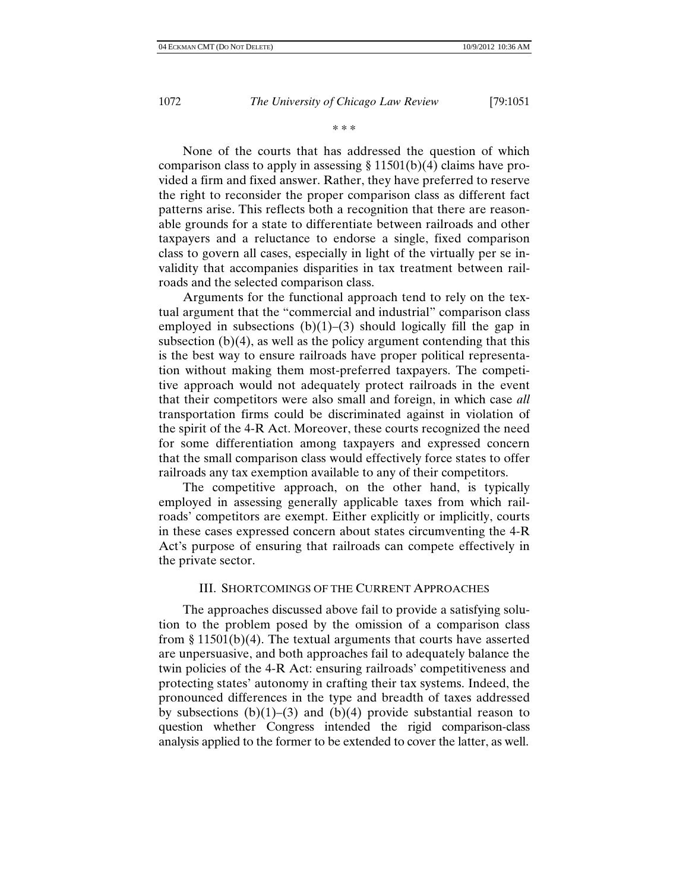\* \* \*

None of the courts that has addressed the question of which comparison class to apply in assessing § 11501(b)(4) claims have provided a firm and fixed answer. Rather, they have preferred to reserve the right to reconsider the proper comparison class as different fact patterns arise. This reflects both a recognition that there are reasonable grounds for a state to differentiate between railroads and other taxpayers and a reluctance to endorse a single, fixed comparison class to govern all cases, especially in light of the virtually per se invalidity that accompanies disparities in tax treatment between railroads and the selected comparison class.

Arguments for the functional approach tend to rely on the textual argument that the "commercial and industrial" comparison class employed in subsections (b)(1)–(3) should logically fill the gap in subsection (b)(4), as well as the policy argument contending that this is the best way to ensure railroads have proper political representation without making them most-preferred taxpayers. The competitive approach would not adequately protect railroads in the event that their competitors were also small and foreign, in which case *all* transportation firms could be discriminated against in violation of the spirit of the 4-R Act. Moreover, these courts recognized the need for some differentiation among taxpayers and expressed concern that the small comparison class would effectively force states to offer railroads any tax exemption available to any of their competitors.

The competitive approach, on the other hand, is typically employed in assessing generally applicable taxes from which railroads' competitors are exempt. Either explicitly or implicitly, courts in these cases expressed concern about states circumventing the 4-R Act's purpose of ensuring that railroads can compete effectively in the private sector.

## III. Shortcomings of the Current Approaches

The approaches discussed above fail to provide a satisfying solution to the problem posed by the omission of a comparison class from § 11501(b)(4). The textual arguments that courts have asserted are unpersuasive, and both approaches fail to adequately balance the twin policies of the 4-R Act: ensuring railroads' competitiveness and protecting states' autonomy in crafting their tax systems. Indeed, the pronounced differences in the type and breadth of taxes addressed by subsections (b)(1)–(3) and (b)(4) provide substantial reason to question whether Congress intended the rigid comparison-class analysis applied to the former to be extended to cover the latter, as well.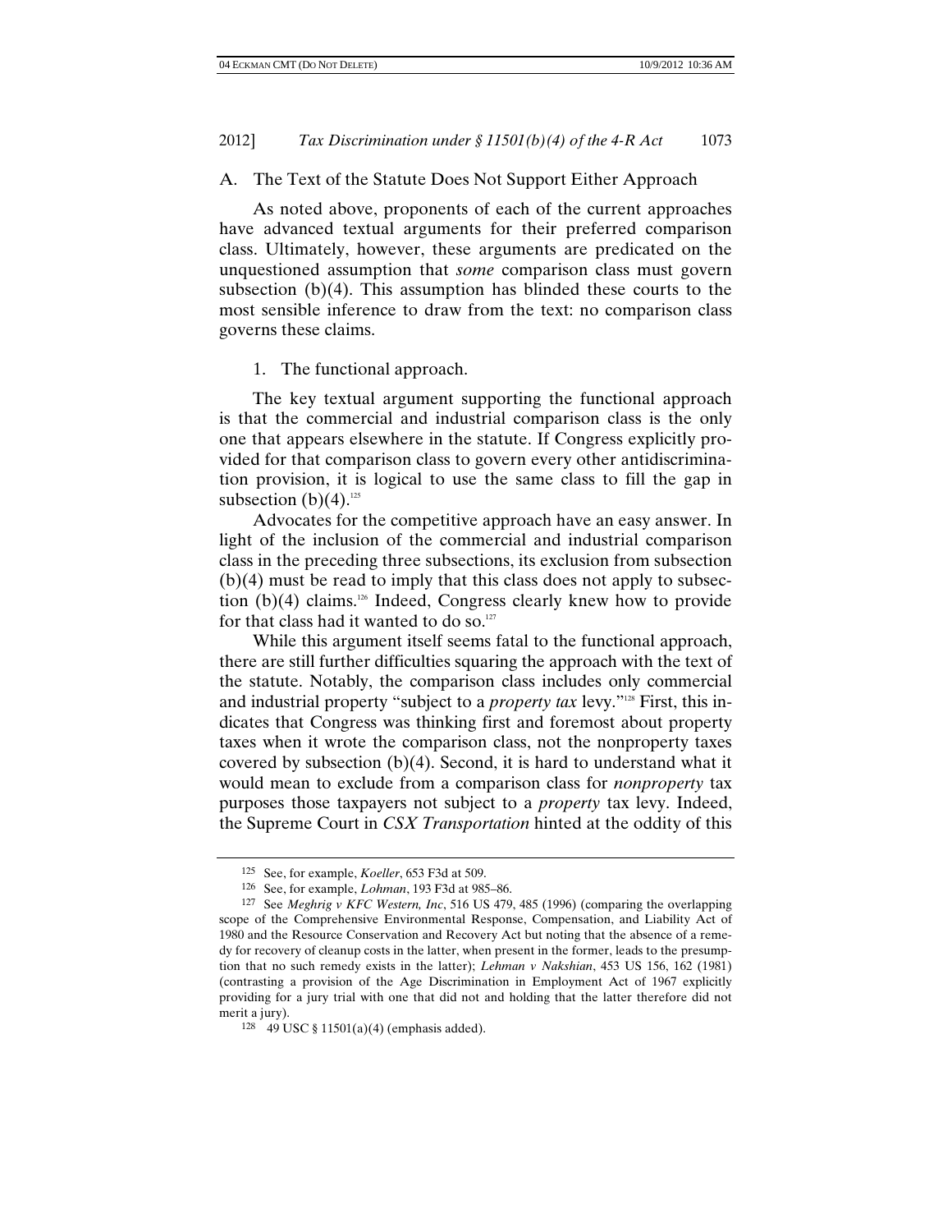## A. The Text of the Statute Does Not Support Either Approach

As noted above, proponents of each of the current approaches have advanced textual arguments for their preferred comparison class. Ultimately, however, these arguments are predicated on the unquestioned assumption that *some* comparison class must govern subsection (b)(4). This assumption has blinded these courts to the most sensible inference to draw from the text: no comparison class governs these claims.

### 1. The functional approach.

The key textual argument supporting the functional approach is that the commercial and industrial comparison class is the only one that appears elsewhere in the statute. If Congress explicitly provided for that comparison class to govern every other antidiscrimination provision, it is logical to use the same class to fill the gap in subsection (b)(4).[125]

Advocates for the competitive approach have an easy answer. In light of the inclusion of the commercial and industrial comparison class in the preceding three subsections, its exclusion from subsection (b)(4) must be read to imply that this class does not apply to subsection (b)(4) claims.[126] Indeed, Congress clearly knew how to provide for that class had it wanted to do so.[127]

While this argument itself seems fatal to the functional approach, there are still further difficulties squaring the approach with the text of the statute. Notably, the comparison class includes only commercial and industrial property "subject to a *property tax* levy."[128] First, this indicates that Congress was thinking first and foremost about property taxes when it wrote the comparison class, not the nonproperty taxes covered by subsection (b)(4). Second, it is hard to understand what it would mean to exclude from a comparison class for *nonproperty* tax purposes those taxpayers not subject to a *property* tax levy. Indeed, the Supreme Court in *CSX Transportation* hinted at the oddity of this

---

125 See, for example, *Koeller*, 653 F3d at 509.

126 See, for example, *Lohman*, 193 F3d at 985–86.

127 See *Meghrig v KFC Western, Inc*, 516 US 479, 485 (1996) (comparing the overlapping scope of the Comprehensive Environmental Response, Compensation, and Liability Act of 1980 and the Resource Conservation and Recovery Act but noting that the absence of a remedy for recovery of cleanup costs in the latter, when present in the former, leads to the presumption that no such remedy exists in the latter); *Lehman v Nakshian*, 453 US 156, 162 (1981) (contrasting a provision of the Age Discrimination in Employment Act of 1967 explicitly providing for a jury trial with one that did not and holding that the latter therefore did not merit a jury).

128 49 USC § 11501(a)(4) (emphasis added).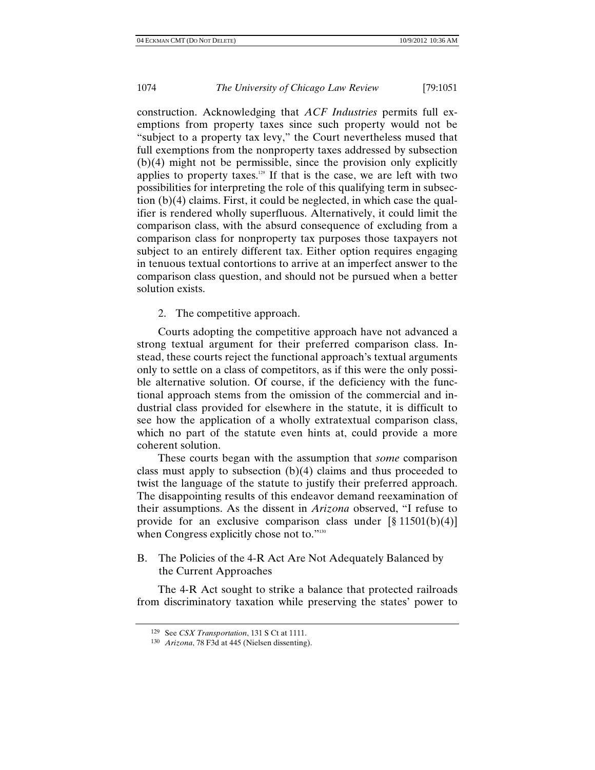construction. Acknowledging that *ACF Industries* permits full exemptions from property taxes since such property would not be "subject to a property tax levy," the Court nevertheless mused that full exemptions from the nonproperty taxes addressed by subsection (b)(4) might not be permissible, since the provision only explicitly applies to property taxes.[129] If that is the case, we are left with two possibilities for interpreting the role of this qualifying term in subsection (b)(4) claims. First, it could be neglected, in which case the qualifier is rendered wholly superfluous. Alternatively, it could limit the comparison class, with the absurd consequence of excluding from a comparison class for nonproperty tax purposes those taxpayers not subject to an entirely different tax. Either option requires engaging in tenuous textual contortions to arrive at an imperfect answer to the comparison class question, and should not be pursued when a better solution exists.

2. The competitive approach.

Courts adopting the competitive approach have not advanced a strong textual argument for their preferred comparison class. Instead, these courts reject the functional approach's textual arguments only to settle on a class of competitors, as if this were the only possible alternative solution. Of course, if the deficiency with the functional approach stems from the omission of the commercial and industrial class provided for elsewhere in the statute, it is difficult to see how the application of a wholly extratextual comparison class, which no part of the statute even hints at, could provide a more coherent solution.

These courts began with the assumption that *some* comparison class must apply to subsection (b)(4) claims and thus proceeded to twist the language of the statute to justify their preferred approach. The disappointing results of this endeavor demand reexamination of their assumptions. As the dissent in *Arizona* observed, "I refuse to provide for an exclusive comparison class under [§ 11501(b)(4)] when Congress explicitly chose not to."[130]

## B. The Policies of the 4-R Act Are Not Adequately Balanced by the Current Approaches

The 4-R Act sought to strike a balance that protected railroads from discriminatory taxation while preserving the states' power to

---

[129] See *CSX Transportation*, 131 S Ct at 1111.

[130] *Arizona*, 78 F3d at 445 (Nielsen dissenting).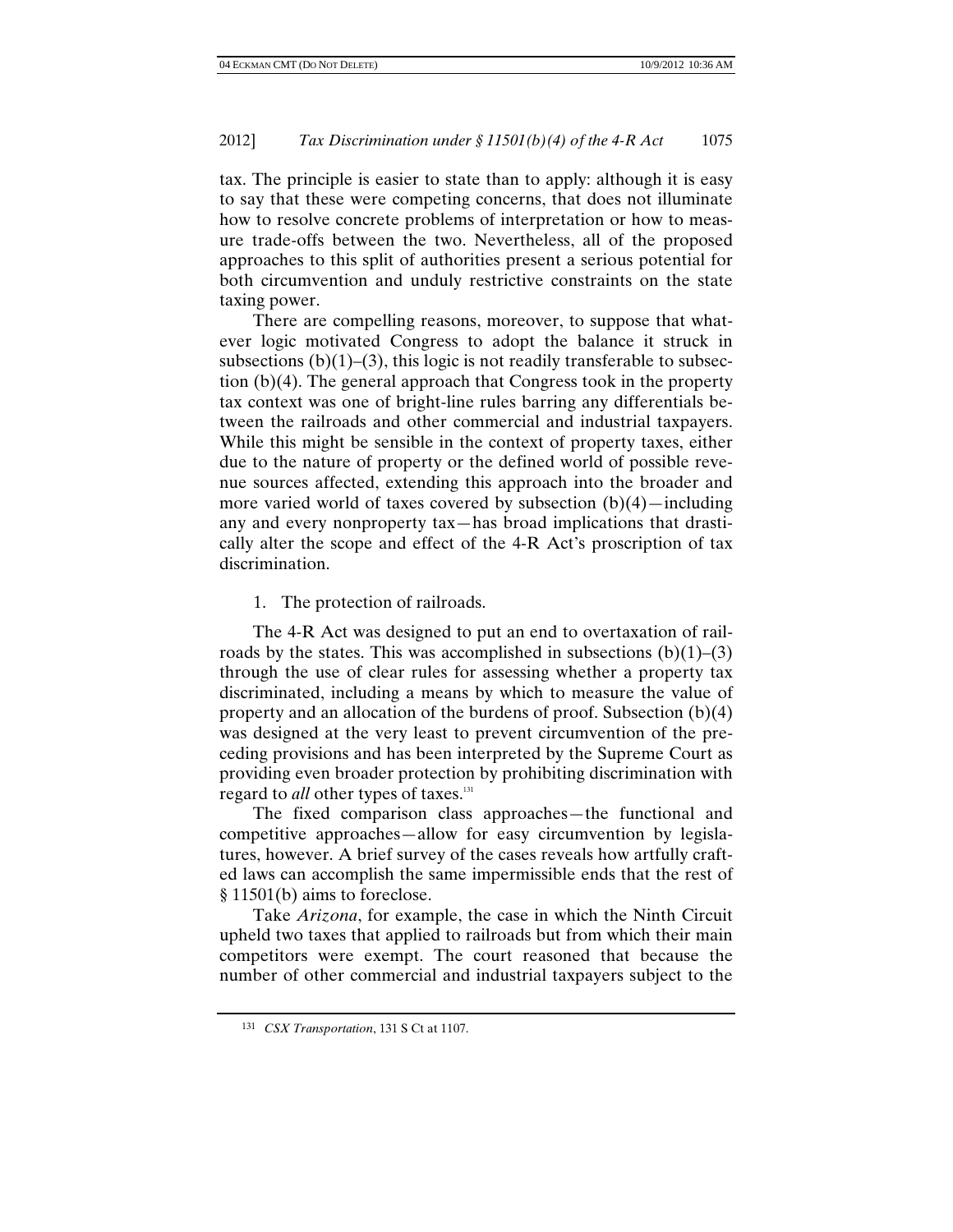tax. The principle is easier to state than to apply: although it is easy to say that these were competing concerns, that does not illuminate how to resolve concrete problems of interpretation or how to measure trade-offs between the two. Nevertheless, all of the proposed approaches to this split of authorities present a serious potential for both circumvention and unduly restrictive constraints on the state taxing power.

There are compelling reasons, moreover, to suppose that whatever logic motivated Congress to adopt the balance it struck in subsections (b)(1)–(3), this logic is not readily transferable to subsection (b)(4). The general approach that Congress took in the property tax context was one of bright-line rules barring any differentials between the railroads and other commercial and industrial taxpayers. While this might be sensible in the context of property taxes, either due to the nature of property or the defined world of possible revenue sources affected, extending this approach into the broader and more varied world of taxes covered by subsection (b)(4)—including any and every nonproperty tax—has broad implications that drastically alter the scope and effect of the 4-R Act's proscription of tax discrimination.

1. The protection of railroads.

The 4-R Act was designed to put an end to overtaxation of railroads by the states. This was accomplished in subsections (b)(1)–(3) through the use of clear rules for assessing whether a property tax discriminated, including a means by which to measure the value of property and an allocation of the burdens of proof. Subsection (b)(4) was designed at the very least to prevent circumvention of the preceding provisions and has been interpreted by the Supreme Court as providing even broader protection by prohibiting discrimination with regard to *all* other types of taxes.[131]

The fixed comparison class approaches—the functional and competitive approaches—allow for easy circumvention by legislatures, however. A brief survey of the cases reveals how artfully crafted laws can accomplish the same impermissible ends that the rest of § 11501(b) aims to foreclose.

Take *Arizona*, for example, the case in which the Ninth Circuit upheld two taxes that applied to railroads but from which their main competitors were exempt. The court reasoned that because the number of other commercial and industrial taxpayers subject to the

---

[131] *CSX Transportation*, 131 S Ct at 1107.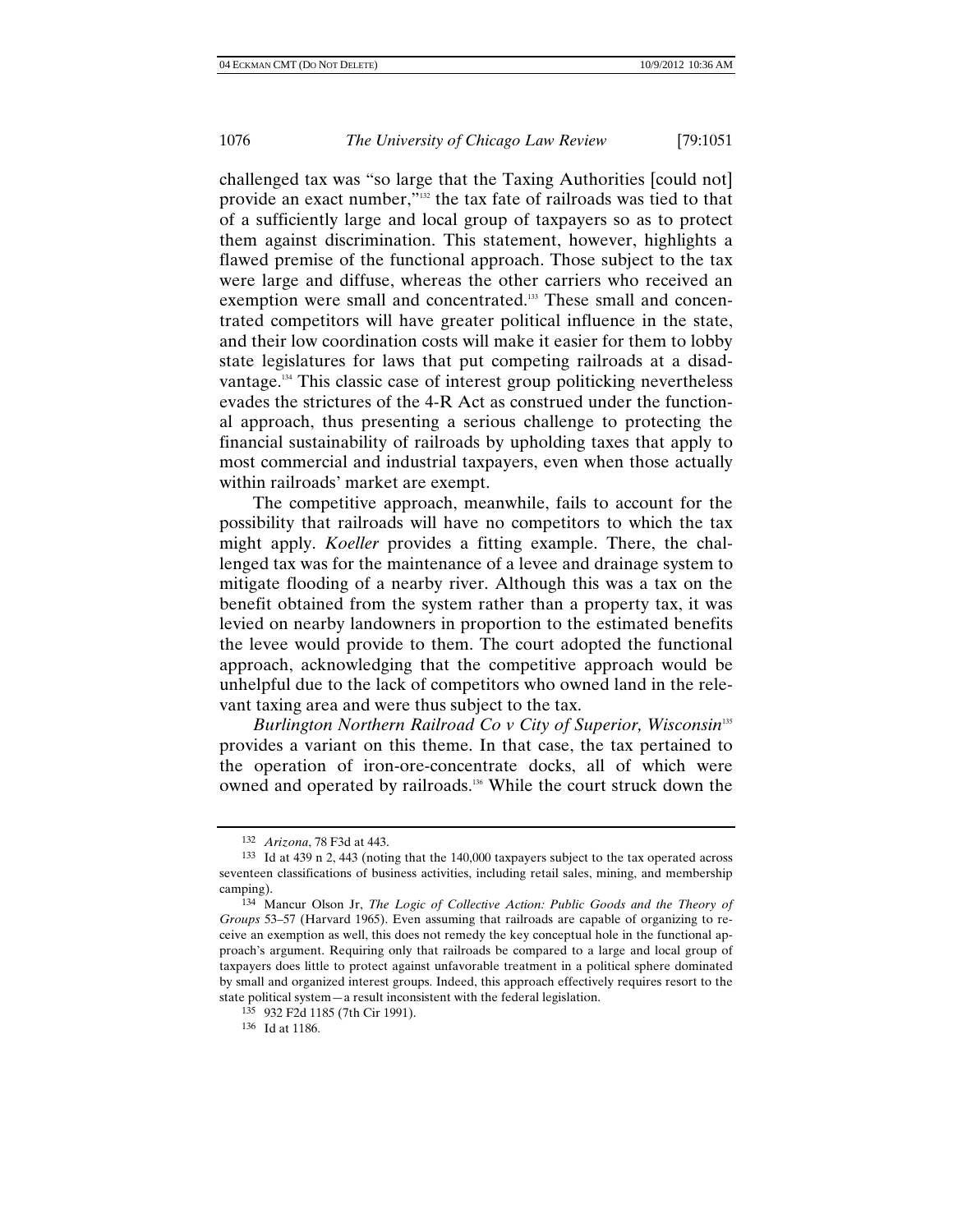challenged tax was "so large that the Taxing Authorities [could not] provide an exact number,"[132] the tax fate of railroads was tied to that of a sufficiently large and local group of taxpayers so as to protect them against discrimination. This statement, however, highlights a flawed premise of the functional approach. Those subject to the tax were large and diffuse, whereas the other carriers who received an exemption were small and concentrated.[133] These small and concentrated competitors will have greater political influence in the state, and their low coordination costs will make it easier for them to lobby state legislatures for laws that put competing railroads at a disadvantage.[134] This classic case of interest group politicking nevertheless evades the strictures of the 4-R Act as construed under the functional approach, thus presenting a serious challenge to protecting the financial sustainability of railroads by upholding taxes that apply to most commercial and industrial taxpayers, even when those actually within railroads' market are exempt.

The competitive approach, meanwhile, fails to account for the possibility that railroads will have no competitors to which the tax might apply. *Koeller* provides a fitting example. There, the challenged tax was for the maintenance of a levee and drainage system to mitigate flooding of a nearby river. Although this was a tax on the benefit obtained from the system rather than a property tax, it was levied on nearby landowners in proportion to the estimated benefits the levee would provide to them. The court adopted the functional approach, acknowledging that the competitive approach would be unhelpful due to the lack of competitors who owned land in the relevant taxing area and were thus subject to the tax.

*Burlington Northern Railroad Co v City of Superior, Wisconsin*[135] provides a variant on this theme. In that case, the tax pertained to the operation of iron-ore-concentrate docks, all of which were owned and operated by railroads.[136] While the court struck down the

---

[132] *Arizona*, 78 F3d at 443.

[133] Id at 439 n 2, 443 (noting that the 140,000 taxpayers subject to the tax operated across seventeen classifications of business activities, including retail sales, mining, and membership camping).

[134] Mancur Olson Jr, *The Logic of Collective Action: Public Goods and the Theory of Groups* 53–57 (Harvard 1965). Even assuming that railroads are capable of organizing to receive an exemption as well, this does not remedy the key conceptual hole in the functional approach's argument. Requiring only that railroads be compared to a large and local group of taxpayers does little to protect against unfavorable treatment in a political sphere dominated by small and organized interest groups. Indeed, this approach effectively requires resort to the state political system—a result inconsistent with the federal legislation.

[135] 932 F2d 1185 (7th Cir 1991).

[136] Id at 1186.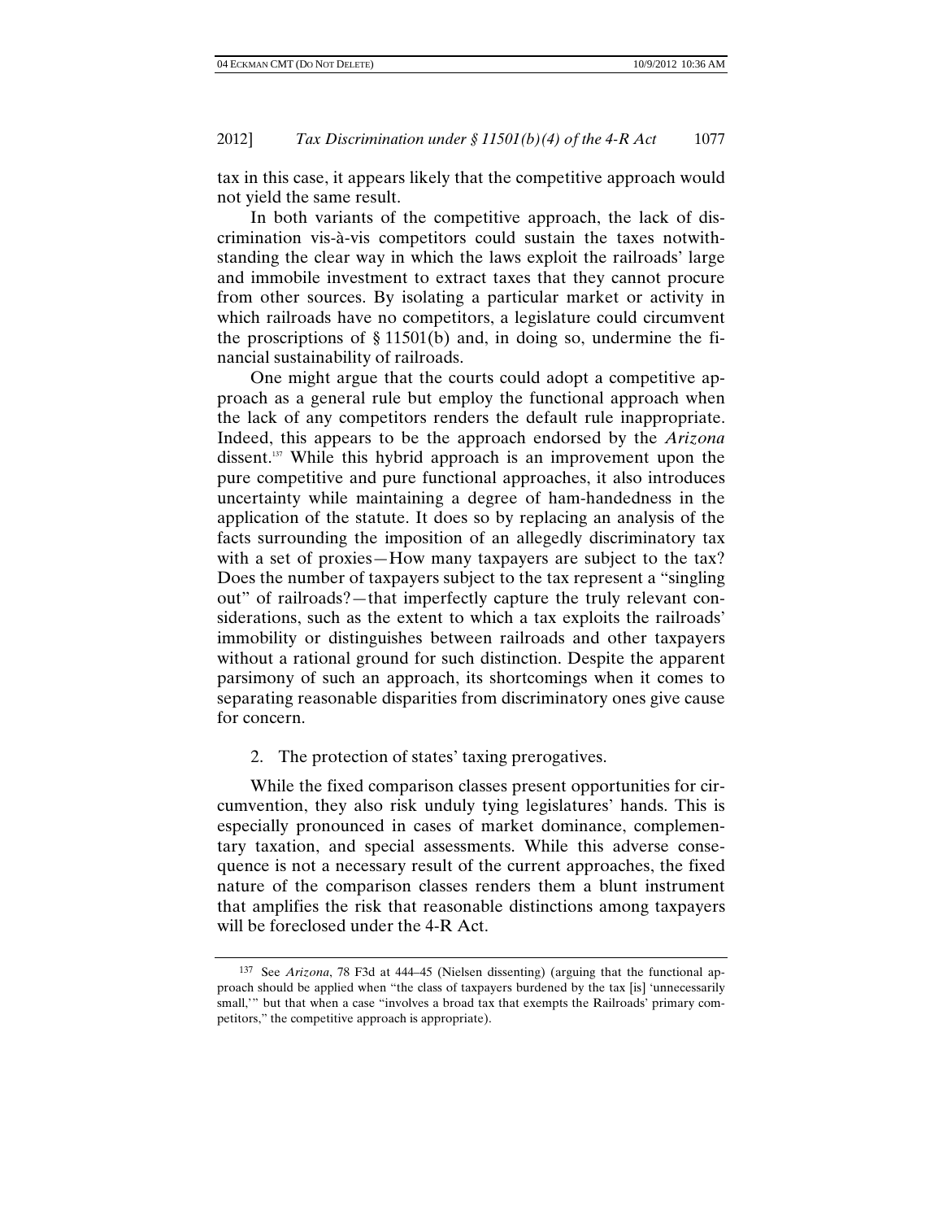tax in this case, it appears likely that the competitive approach would not yield the same result.

In both variants of the competitive approach, the lack of discrimination vis-à-vis competitors could sustain the taxes notwithstanding the clear way in which the laws exploit the railroads' large and immobile investment to extract taxes that they cannot procure from other sources. By isolating a particular market or activity in which railroads have no competitors, a legislature could circumvent the proscriptions of § 11501(b) and, in doing so, undermine the financial sustainability of railroads.

One might argue that the courts could adopt a competitive approach as a general rule but employ the functional approach when the lack of any competitors renders the default rule inappropriate. Indeed, this appears to be the approach endorsed by the *Arizona* dissent.[137] While this hybrid approach is an improvement upon the pure competitive and pure functional approaches, it also introduces uncertainty while maintaining a degree of ham-handedness in the application of the statute. It does so by replacing an analysis of the facts surrounding the imposition of an allegedly discriminatory tax with a set of proxies—How many taxpayers are subject to the tax? Does the number of taxpayers subject to the tax represent a "singling out" of railroads?—that imperfectly capture the truly relevant considerations, such as the extent to which a tax exploits the railroads' immobility or distinguishes between railroads and other taxpayers without a rational ground for such distinction. Despite the apparent parsimony of such an approach, its shortcomings when it comes to separating reasonable disparities from discriminatory ones give cause for concern.

2. The protection of states' taxing prerogatives.

While the fixed comparison classes present opportunities for circumvention, they also risk unduly tying legislatures' hands. This is especially pronounced in cases of market dominance, complementary taxation, and special assessments. While this adverse consequence is not a necessary result of the current approaches, the fixed nature of the comparison classes renders them a blunt instrument that amplifies the risk that reasonable distinctions among taxpayers will be foreclosed under the 4-R Act.

---

[137] See *Arizona*, 78 F3d at 444–45 (Nielsen dissenting) (arguing that the functional approach should be applied when "the class of taxpayers burdened by the tax [is] 'unnecessarily small,'" but that when a case "involves a broad tax that exempts the Railroads' primary competitors," the competitive approach is appropriate).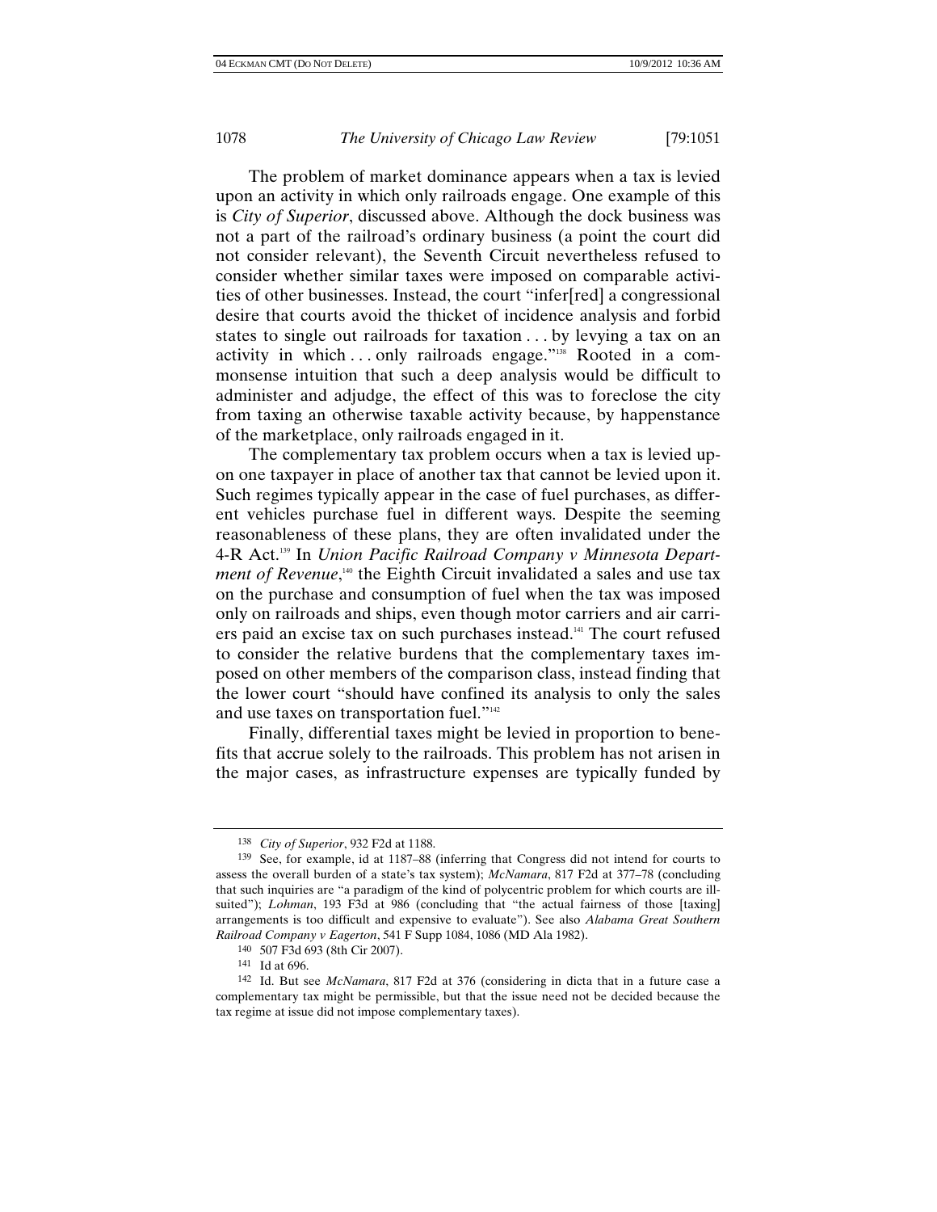The problem of market dominance appears when a tax is levied upon an activity in which only railroads engage. One example of this is *City of Superior*, discussed above. Although the dock business was not a part of the railroad's ordinary business (a point the court did not consider relevant), the Seventh Circuit nevertheless refused to consider whether similar taxes were imposed on comparable activities of other businesses. Instead, the court "infer[red] a congressional desire that courts avoid the thicket of incidence analysis and forbid states to single out railroads for taxation . . . by levying a tax on an activity in which . . . only railroads engage."[138] Rooted in a commonsense intuition that such a deep analysis would be difficult to administer and adjudge, the effect of this was to foreclose the city from taxing an otherwise taxable activity because, by happenstance of the marketplace, only railroads engaged in it.

The complementary tax problem occurs when a tax is levied upon one taxpayer in place of another tax that cannot be levied upon it. Such regimes typically appear in the case of fuel purchases, as different vehicles purchase fuel in different ways. Despite the seeming reasonableness of these plans, they are often invalidated under the 4-R Act.[139] In *Union Pacific Railroad Company v Minnesota Department of Revenue*,[140] the Eighth Circuit invalidated a sales and use tax on the purchase and consumption of fuel when the tax was imposed only on railroads and ships, even though motor carriers and air carriers paid an excise tax on such purchases instead.[141] The court refused to consider the relative burdens that the complementary taxes imposed on other members of the comparison class, instead finding that the lower court "should have confined its analysis to only the sales and use taxes on transportation fuel."[142]

Finally, differential taxes might be levied in proportion to benefits that accrue solely to the railroads. This problem has not arisen in the major cases, as infrastructure expenses are typically funded by

---

[138] *City of Superior*, 932 F2d at 1188.

[139] See, for example, id at 1187–88 (inferring that Congress did not intend for courts to assess the overall burden of a state's tax system); *McNamara*, 817 F2d at 377–78 (concluding that such inquiries are "a paradigm of the kind of polycentric problem for which courts are ill-suited"); *Lohman*, 193 F3d at 986 (concluding that "the actual fairness of those [taxing] arrangements is too difficult and expensive to evaluate"). See also *Alabama Great Southern Railroad Company v Eagerton*, 541 F Supp 1084, 1086 (MD Ala 1982).

[140] 507 F3d 693 (8th Cir 2007).

[141] Id at 696.

[142] Id. But see *McNamara*, 817 F2d at 376 (considering in dicta that in a future case a complementary tax might be permissible, but that the issue need not be decided because the tax regime at issue did not impose complementary taxes).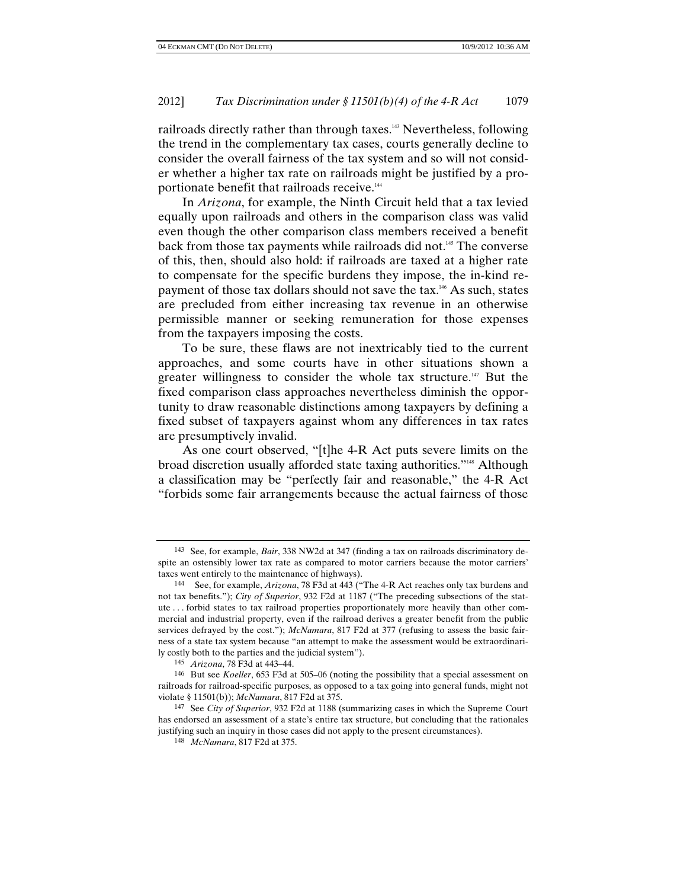railroads directly rather than through taxes.[143] Nevertheless, following the trend in the complementary tax cases, courts generally decline to consider the overall fairness of the tax system and so will not consider whether a higher tax rate on railroads might be justified by a proportionate benefit that railroads receive.[144]

In *Arizona*, for example, the Ninth Circuit held that a tax levied equally upon railroads and others in the comparison class was valid even though the other comparison class members received a benefit back from those tax payments while railroads did not.[145] The converse of this, then, should also hold: if railroads are taxed at a higher rate to compensate for the specific burdens they impose, the in-kind repayment of those tax dollars should not save the tax.[146] As such, states are precluded from either increasing tax revenue in an otherwise permissible manner or seeking remuneration for those expenses from the taxpayers imposing the costs.

To be sure, these flaws are not inextricably tied to the current approaches, and some courts have in other situations shown a greater willingness to consider the whole tax structure.[147] But the fixed comparison class approaches nevertheless diminish the opportunity to draw reasonable distinctions among taxpayers by defining a fixed subset of taxpayers against whom any differences in tax rates are presumptively invalid.

As one court observed, "[t]he 4-R Act puts severe limits on the broad discretion usually afforded state taxing authorities."[148] Although a classification may be "perfectly fair and reasonable," the 4-R Act "forbids some fair arrangements because the actual fairness of those

---

143 See, for example, *Bair*, 338 NW2d at 347 (finding a tax on railroads discriminatory despite an ostensibly lower tax rate as compared to motor carriers because the motor carriers' taxes went entirely to the maintenance of highways).

144 See, for example, *Arizona*, 78 F3d at 443 ("The 4-R Act reaches only tax burdens and not tax benefits."); *City of Superior*, 932 F2d at 1187 ("The preceding subsections of the statute . . . forbid states to tax railroad properties proportionately more heavily than other commercial and industrial property, even if the railroad derives a greater benefit from the public services defrayed by the cost."); *McNamara*, 817 F2d at 377 (refusing to assess the basic fairness of a state tax system because "an attempt to make the assessment would be extraordinarily costly both to the parties and the judicial system").

145 *Arizona*, 78 F3d at 443–44.

146 But see *Koeller*, 653 F3d at 505–06 (noting the possibility that a special assessment on railroads for railroad-specific purposes, as opposed to a tax going into general funds, might not violate § 11501(b)); *McNamara*, 817 F2d at 375.

147 See *City of Superior*, 932 F2d at 1188 (summarizing cases in which the Supreme Court has endorsed an assessment of a state's entire tax structure, but concluding that the rationales justifying such an inquiry in those cases did not apply to the present circumstances).

148 *McNamara*, 817 F2d at 375.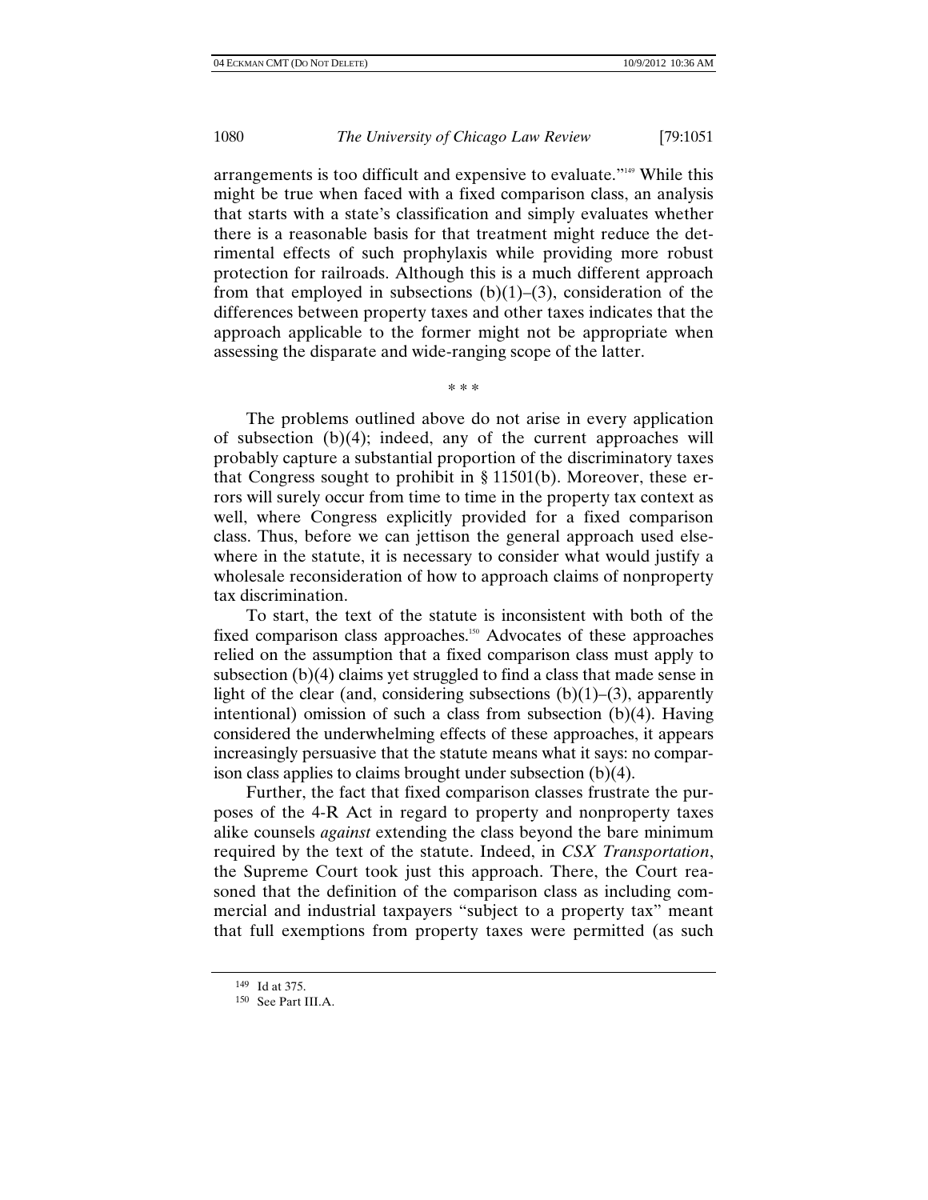arrangements is too difficult and expensive to evaluate."[149] While this might be true when faced with a fixed comparison class, an analysis that starts with a state's classification and simply evaluates whether there is a reasonable basis for that treatment might reduce the detrimental effects of such prophylaxis while providing more robust protection for railroads. Although this is a much different approach from that employed in subsections (b)(1)–(3), consideration of the differences between property taxes and other taxes indicates that the approach applicable to the former might not be appropriate when assessing the disparate and wide-ranging scope of the latter.

\* \* \*

The problems outlined above do not arise in every application of subsection (b)(4); indeed, any of the current approaches will probably capture a substantial proportion of the discriminatory taxes that Congress sought to prohibit in § 11501(b). Moreover, these errors will surely occur from time to time in the property tax context as well, where Congress explicitly provided for a fixed comparison class. Thus, before we can jettison the general approach used elsewhere in the statute, it is necessary to consider what would justify a wholesale reconsideration of how to approach claims of nonproperty tax discrimination.

To start, the text of the statute is inconsistent with both of the fixed comparison class approaches.[150] Advocates of these approaches relied on the assumption that a fixed comparison class must apply to subsection (b)(4) claims yet struggled to find a class that made sense in light of the clear (and, considering subsections (b)(1)–(3), apparently intentional) omission of such a class from subsection (b)(4). Having considered the underwhelming effects of these approaches, it appears increasingly persuasive that the statute means what it says: no comparison class applies to claims brought under subsection (b)(4).

Further, the fact that fixed comparison classes frustrate the purposes of the 4-R Act in regard to property and nonproperty taxes alike counsels *against* extending the class beyond the bare minimum required by the text of the statute. Indeed, in *CSX Transportation*, the Supreme Court took just this approach. There, the Court reasoned that the definition of the comparison class as including commercial and industrial taxpayers "subject to a property tax" meant that full exemptions from property taxes were permitted (as such

---

[149] Id at 375.

[150] See Part III.A.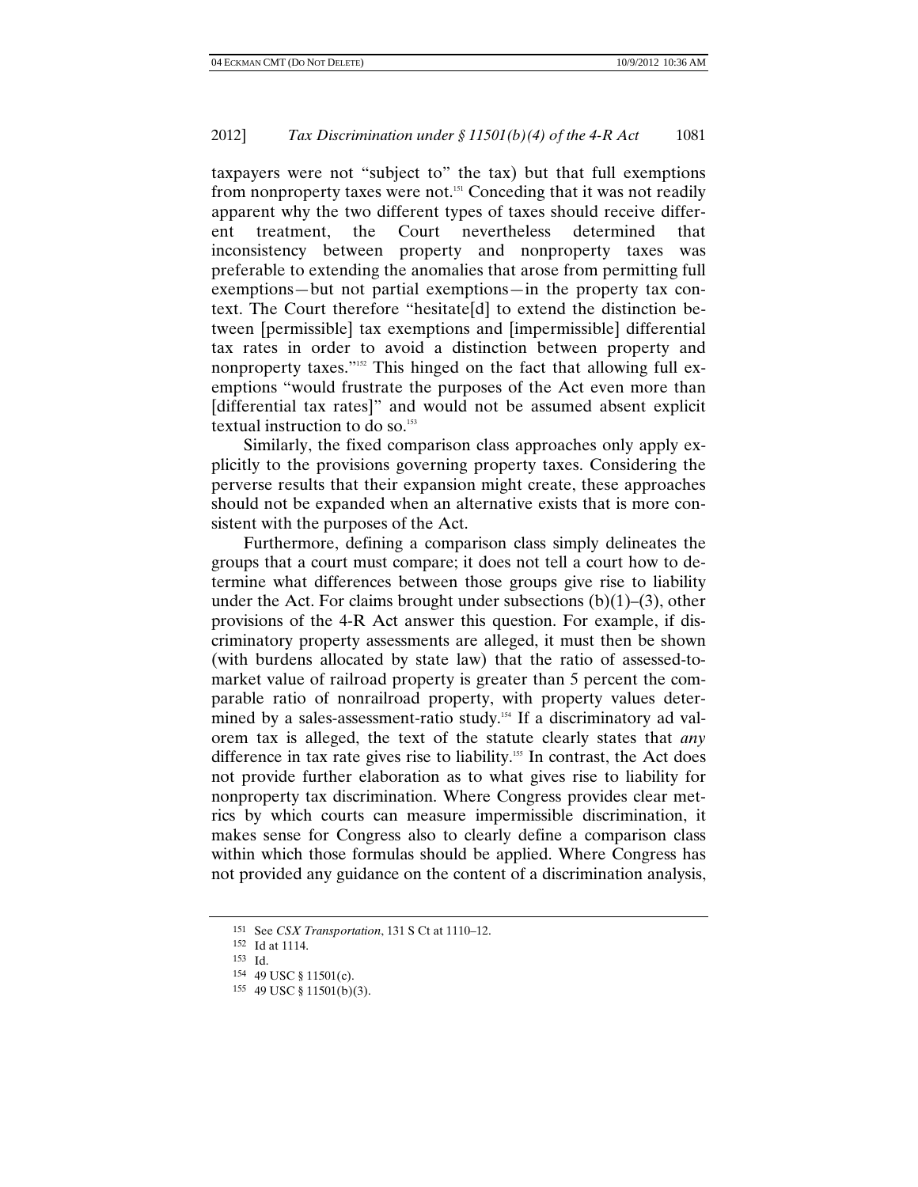taxpayers were not "subject to" the tax) but that full exemptions from nonproperty taxes were not.[151] Conceding that it was not readily apparent why the two different types of taxes should receive different treatment, the Court nevertheless determined that inconsistency between property and nonproperty taxes was preferable to extending the anomalies that arose from permitting full exemptions—but not partial exemptions—in the property tax context. The Court therefore "hesitate[d] to extend the distinction between [permissible] tax exemptions and [impermissible] differential tax rates in order to avoid a distinction between property and nonproperty taxes."[152] This hinged on the fact that allowing full exemptions "would frustrate the purposes of the Act even more than [differential tax rates]" and would not be assumed absent explicit textual instruction to do so.[153]

Similarly, the fixed comparison class approaches only apply explicitly to the provisions governing property taxes. Considering the perverse results that their expansion might create, these approaches should not be expanded when an alternative exists that is more consistent with the purposes of the Act.

Furthermore, defining a comparison class simply delineates the groups that a court must compare; it does not tell a court how to determine what differences between those groups give rise to liability under the Act. For claims brought under subsections (b)(1)–(3), other provisions of the 4-R Act answer this question. For example, if discriminatory property assessments are alleged, it must then be shown (with burdens allocated by state law) that the ratio of assessed-to-market value of railroad property is greater than 5 percent the comparable ratio of nonrailroad property, with property values determined by a sales-assessment-ratio study.[154] If a discriminatory ad valorem tax is alleged, the text of the statute clearly states that *any* difference in tax rate gives rise to liability.[155] In contrast, the Act does not provide further elaboration as to what gives rise to liability for nonproperty tax discrimination. Where Congress provides clear metrics by which courts can measure impermissible discrimination, it makes sense for Congress also to clearly define a comparison class within which those formulas should be applied. Where Congress has not provided any guidance on the content of a discrimination analysis,

---

151 See *CSX Transportation*, 131 S Ct at 1110–12.

152 Id at 1114.

153 Id.

154 49 USC § 11501(c).

155 49 USC § 11501(b)(3).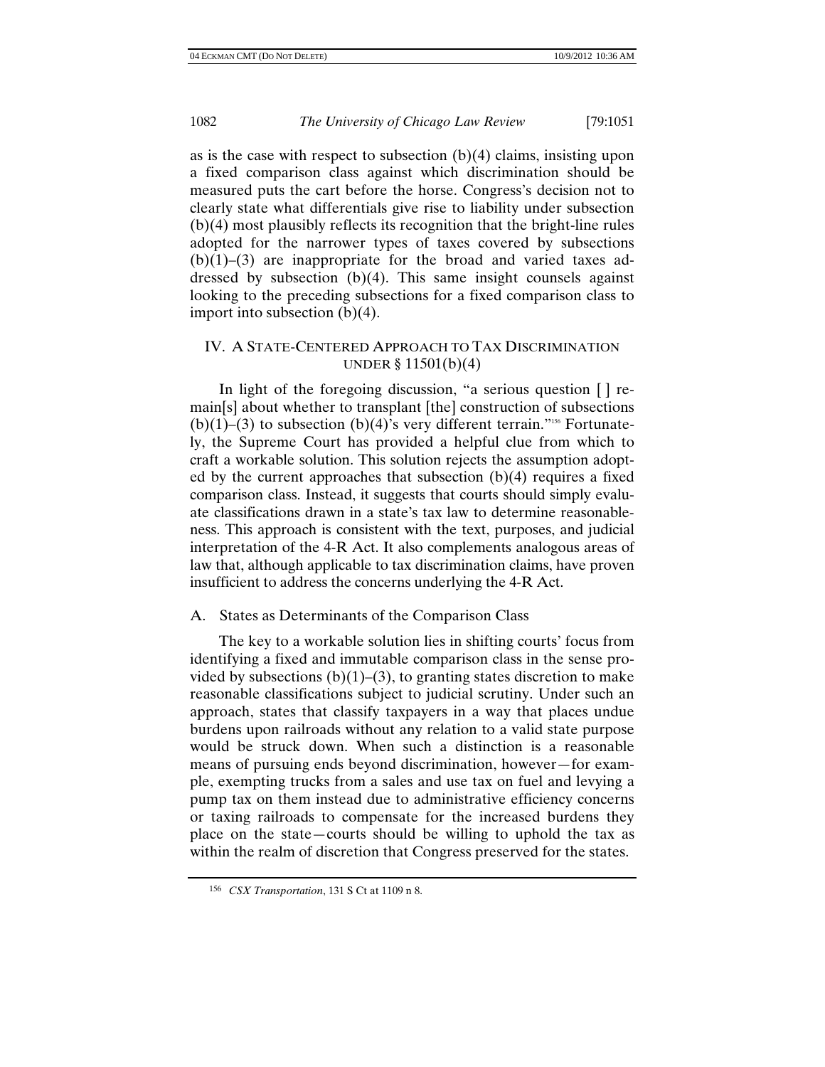as is the case with respect to subsection (b)(4) claims, insisting upon a fixed comparison class against which discrimination should be measured puts the cart before the horse. Congress's decision not to clearly state what differentials give rise to liability under subsection (b)(4) most plausibly reflects its recognition that the bright-line rules adopted for the narrower types of taxes covered by subsections (b)(1)–(3) are inappropriate for the broad and varied taxes addressed by subsection (b)(4). This same insight counsels against looking to the preceding subsections for a fixed comparison class to import into subsection (b)(4).

## IV. A State-Centered Approach to Tax Discrimination under § 11501(b)(4)

In light of the foregoing discussion, "a serious question [ ] remain[s] about whether to transplant [the] construction of subsections (b)(1)–(3) to subsection (b)(4)'s very different terrain."[156] Fortunately, the Supreme Court has provided a helpful clue from which to craft a workable solution. This solution rejects the assumption adopted by the current approaches that subsection (b)(4) requires a fixed comparison class. Instead, it suggests that courts should simply evaluate classifications drawn in a state's tax law to determine reasonableness. This approach is consistent with the text, purposes, and judicial interpretation of the 4-R Act. It also complements analogous areas of law that, although applicable to tax discrimination claims, have proven insufficient to address the concerns underlying the 4-R Act.

### A. States as Determinants of the Comparison Class

The key to a workable solution lies in shifting courts' focus from identifying a fixed and immutable comparison class in the sense provided by subsections (b)(1)–(3), to granting states discretion to make reasonable classifications subject to judicial scrutiny. Under such an approach, states that classify taxpayers in a way that places undue burdens upon railroads without any relation to a valid state purpose would be struck down. When such a distinction is a reasonable means of pursuing ends beyond discrimination, however—for example, exempting trucks from a sales and use tax on fuel and levying a pump tax on them instead due to administrative efficiency concerns or taxing railroads to compensate for the increased burdens they place on the state—courts should be willing to uphold the tax as within the realm of discretion that Congress preserved for the states.

---

[156] *CSX Transportation*, 131 S Ct at 1109 n 8.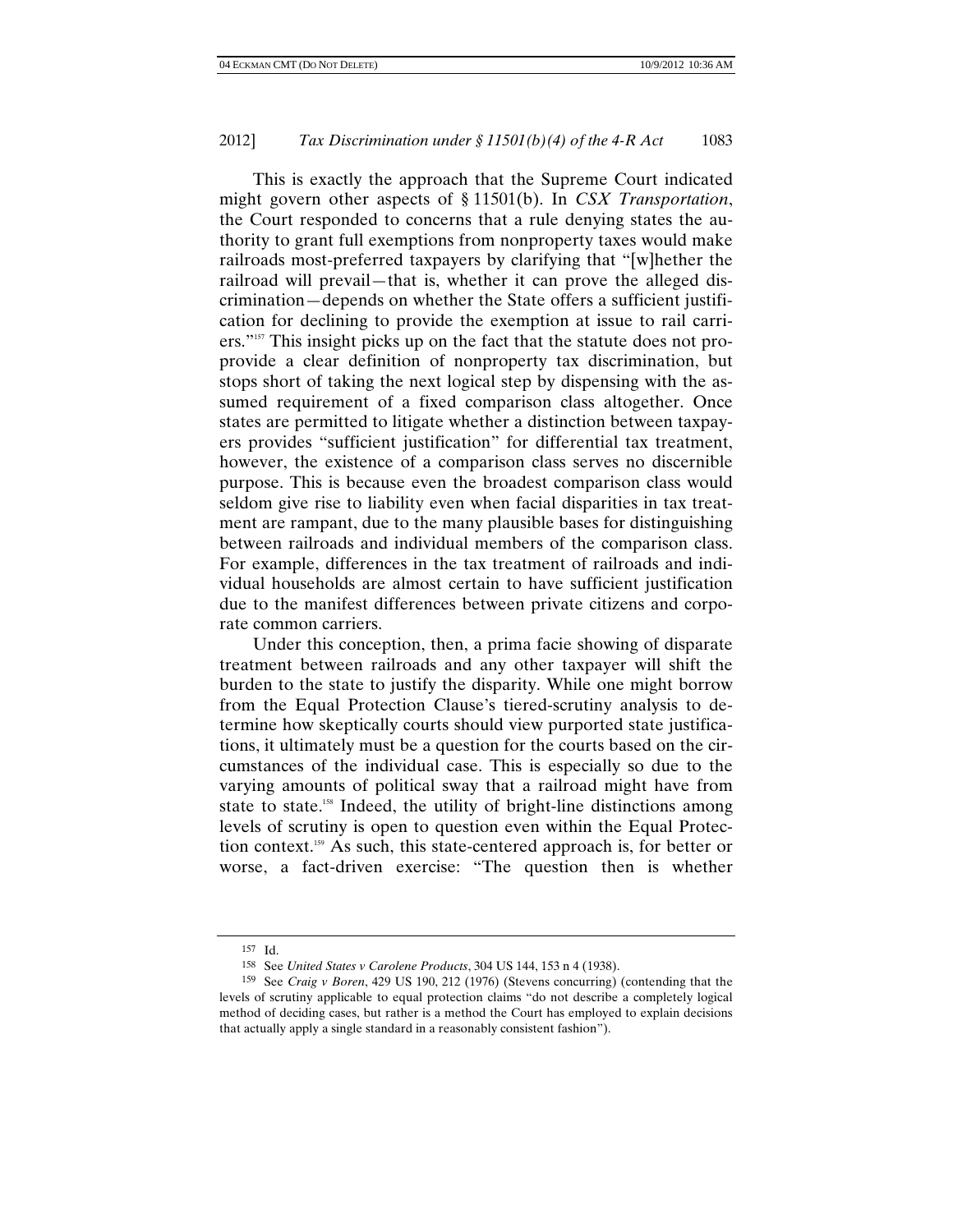This is exactly the approach that the Supreme Court indicated might govern other aspects of § 11501(b). In *CSX Transportation*, the Court responded to concerns that a rule denying states the authority to grant full exemptions from nonproperty taxes would make railroads most-preferred taxpayers by clarifying that "[w]hether the railroad will prevail—that is, whether it can prove the alleged discrimination—depends on whether the State offers a sufficient justification for declining to provide the exemption at issue to rail carriers."[157] This insight picks up on the fact that the statute does not proprovide a clear definition of nonproperty tax discrimination, but stops short of taking the next logical step by dispensing with the assumed requirement of a fixed comparison class altogether. Once states are permitted to litigate whether a distinction between taxpayers provides "sufficient justification" for differential tax treatment, however, the existence of a comparison class serves no discernible purpose. This is because even the broadest comparison class would seldom give rise to liability even when facial disparities in tax treatment are rampant, due to the many plausible bases for distinguishing between railroads and individual members of the comparison class. For example, differences in the tax treatment of railroads and individual households are almost certain to have sufficient justification due to the manifest differences between private citizens and corporate common carriers.

Under this conception, then, a prima facie showing of disparate treatment between railroads and any other taxpayer will shift the burden to the state to justify the disparity. While one might borrow from the Equal Protection Clause's tiered-scrutiny analysis to determine how skeptically courts should view purported state justifications, it ultimately must be a question for the courts based on the circumstances of the individual case. This is especially so due to the varying amounts of political sway that a railroad might have from state to state.[158] Indeed, the utility of bright-line distinctions among levels of scrutiny is open to question even within the Equal Protection context.[159] As such, this state-centered approach is, for better or worse, a fact-driven exercise: "The question then is whether

---

[157] Id.

[158] See *United States v Carolene Products*, 304 US 144, 153 n 4 (1938).

[159] See *Craig v Boren*, 429 US 190, 212 (1976) (Stevens concurring) (contending that the levels of scrutiny applicable to equal protection claims "do not describe a completely logical method of deciding cases, but rather is a method the Court has employed to explain decisions that actually apply a single standard in a reasonably consistent fashion").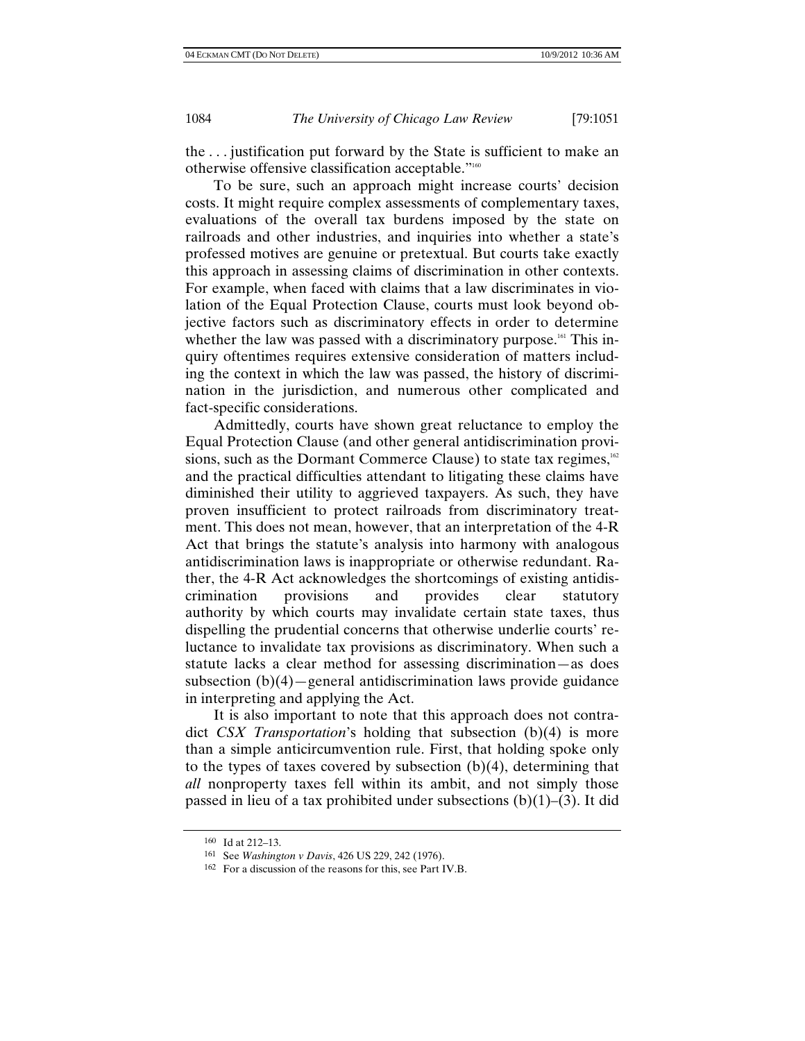the . . . justification put forward by the State is sufficient to make an otherwise offensive classification acceptable."[160]

To be sure, such an approach might increase courts' decision costs. It might require complex assessments of complementary taxes, evaluations of the overall tax burdens imposed by the state on railroads and other industries, and inquiries into whether a state's professed motives are genuine or pretextual. But courts take exactly this approach in assessing claims of discrimination in other contexts. For example, when faced with claims that a law discriminates in violation of the Equal Protection Clause, courts must look beyond objective factors such as discriminatory effects in order to determine whether the law was passed with a discriminatory purpose.[161] This inquiry oftentimes requires extensive consideration of matters including the context in which the law was passed, the history of discrimination in the jurisdiction, and numerous other complicated and fact-specific considerations.

Admittedly, courts have shown great reluctance to employ the Equal Protection Clause (and other general antidiscrimination provisions, such as the Dormant Commerce Clause) to state tax regimes,[162] and the practical difficulties attendant to litigating these claims have diminished their utility to aggrieved taxpayers. As such, they have proven insufficient to protect railroads from discriminatory treatment. This does not mean, however, that an interpretation of the 4-R Act that brings the statute's analysis into harmony with analogous antidiscrimination laws is inappropriate or otherwise redundant. Rather, the 4-R Act acknowledges the shortcomings of existing antidiscrimination provisions and provides clear statutory authority by which courts may invalidate certain state taxes, thus dispelling the prudential concerns that otherwise underlie courts' reluctance to invalidate tax provisions as discriminatory. When such a statute lacks a clear method for assessing discrimination—as does subsection (b)(4)—general antidiscrimination laws provide guidance in interpreting and applying the Act.

It is also important to note that this approach does not contradict *CSX Transportation*'s holding that subsection (b)(4) is more than a simple anticircumvention rule. First, that holding spoke only to the types of taxes covered by subsection (b)(4), determining that *all* nonproperty taxes fell within its ambit, and not simply those passed in lieu of a tax prohibited under subsections (b)(1)–(3). It did

---

160 Id at 212–13.

161 See *Washington v Davis*, 426 US 229, 242 (1976).

162 For a discussion of the reasons for this, see Part IV.B.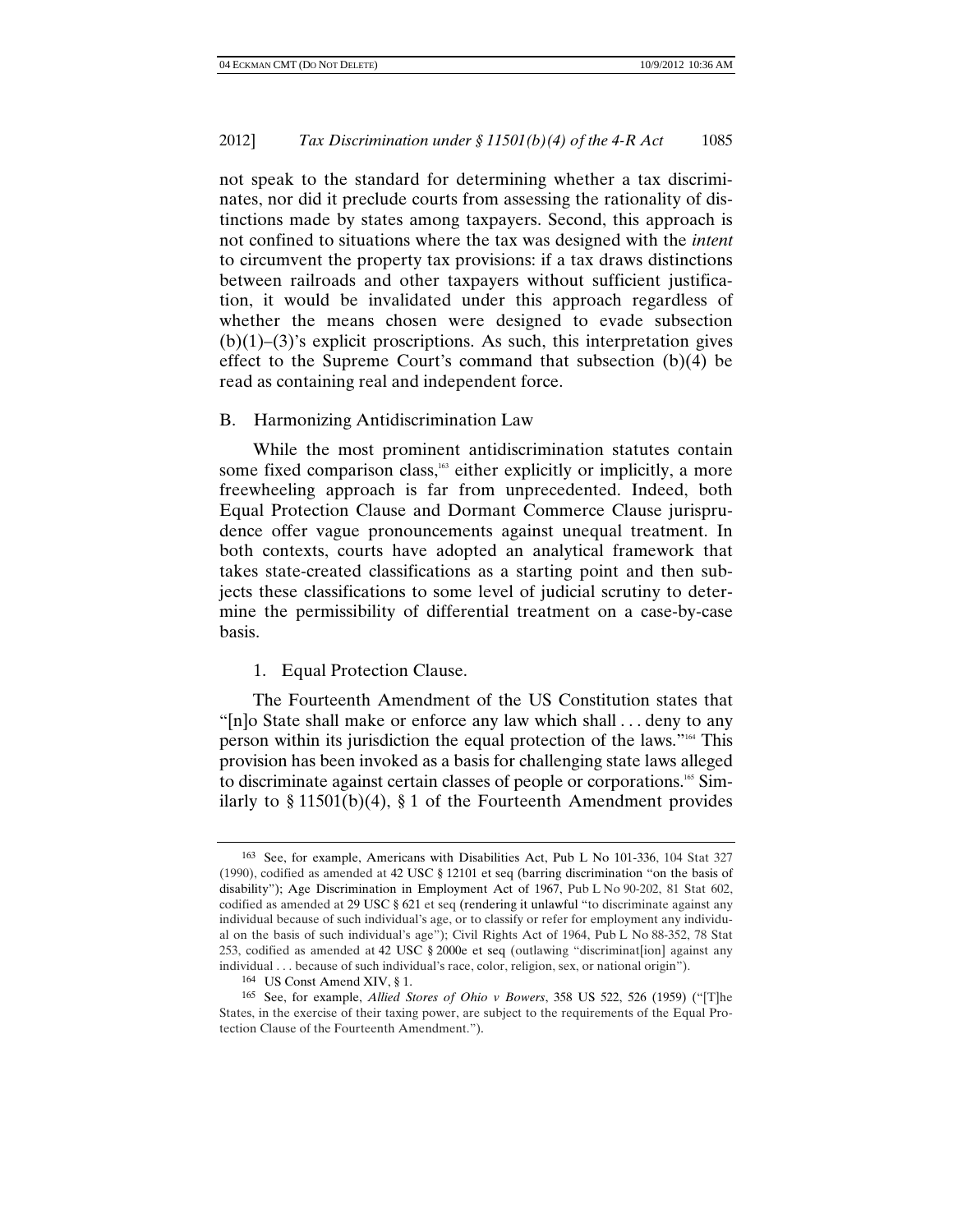not speak to the standard for determining whether a tax discriminates, nor did it preclude courts from assessing the rationality of distinctions made by states among taxpayers. Second, this approach is not confined to situations where the tax was designed with the *intent* to circumvent the property tax provisions: if a tax draws distinctions between railroads and other taxpayers without sufficient justification, it would be invalidated under this approach regardless of whether the means chosen were designed to evade subsection (b)(1)–(3)'s explicit proscriptions. As such, this interpretation gives effect to the Supreme Court's command that subsection (b)(4) be read as containing real and independent force.

## B. Harmonizing Antidiscrimination Law

While the most prominent antidiscrimination statutes contain some fixed comparison class,[163] either explicitly or implicitly, a more freewheeling approach is far from unprecedented. Indeed, both Equal Protection Clause and Dormant Commerce Clause jurisprudence offer vague pronouncements against unequal treatment. In both contexts, courts have adopted an analytical framework that takes state-created classifications as a starting point and then subjects these classifications to some level of judicial scrutiny to determine the permissibility of differential treatment on a case-by-case basis.

### 1. Equal Protection Clause.

The Fourteenth Amendment of the US Constitution states that "[n]o State shall make or enforce any law which shall . . . deny to any person within its jurisdiction the equal protection of the laws."[164] This provision has been invoked as a basis for challenging state laws alleged to discriminate against certain classes of people or corporations.[165] Similarly to § 11501(b)(4), § 1 of the Fourteenth Amendment provides

---

[163] See, for example, Americans with Disabilities Act, Pub L No 101-336, 104 Stat 327 (1990), codified as amended at 42 USC § 12101 et seq (barring discrimination "on the basis of disability"); Age Discrimination in Employment Act of 1967, Pub L No 90-202, 81 Stat 602, codified as amended at 29 USC § 621 et seq (rendering it unlawful "to discriminate against any individual because of such individual's age, or to classify or refer for employment any individual on the basis of such individual's age"); Civil Rights Act of 1964, Pub L No 88-352, 78 Stat 253, codified as amended at 42 USC § 2000e et seq (outlawing "discriminat[ion] against any individual . . . because of such individual's race, color, religion, sex, or national origin").

[164] US Const Amend XIV, § 1.

[165] See, for example, *Allied Stores of Ohio v Bowers*, 358 US 522, 526 (1959) ("[T]he States, in the exercise of their taxing power, are subject to the requirements of the Equal Protection Clause of the Fourteenth Amendment.").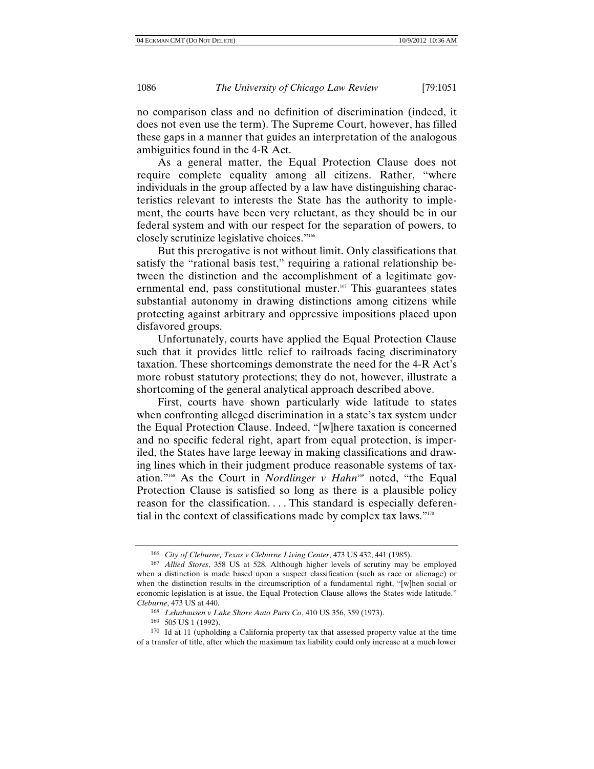no comparison class and no definition of discrimination (indeed, it does not even use the term). The Supreme Court, however, has filled these gaps in a manner that guides an interpretation of the analogous ambiguities found in the 4-R Act.

As a general matter, the Equal Protection Clause does not require complete equality among all citizens. Rather, "where individuals in the group affected by a law have distinguishing characteristics relevant to interests the State has the authority to implement, the courts have been very reluctant, as they should be in our federal system and with our respect for the separation of powers, to closely scrutinize legislative choices."[166]

But this prerogative is not without limit. Only classifications that satisfy the "rational basis test," requiring a rational relationship between the distinction and the accomplishment of a legitimate governmental end, pass constitutional muster.[167] This guarantees states substantial autonomy in drawing distinctions among citizens while protecting against arbitrary and oppressive impositions placed upon disfavored groups.

Unfortunately, courts have applied the Equal Protection Clause such that it provides little relief to railroads facing discriminatory taxation. These shortcomings demonstrate the need for the 4-R Act's more robust statutory protections; they do not, however, illustrate a shortcoming of the general analytical approach described above.

First, courts have shown particularly wide latitude to states when confronting alleged discrimination in a state's tax system under the Equal Protection Clause. Indeed, "[w]here taxation is concerned and no specific federal right, apart from equal protection, is imperiled, the States have large leeway in making classifications and drawing lines which in their judgment produce reasonable systems of taxation."[168] As the Court in *Nordlinger v Hahn*[169] noted, "the Equal Protection Clause is satisfied so long as there is a plausible policy reason for the classification. . . . This standard is especially deferential in the context of classifications made by complex tax laws."[170]

---

[166] *City of Cleburne, Texas v Cleburne Living Center*, 473 US 432, 441 (1985).

[167] *Allied Stores*, 358 US at 528. Although higher levels of scrutiny may be employed when a distinction is made based upon a suspect classification (such as race or alienage) or when the distinction results in the circumscription of a fundamental right, "[w]hen social or economic legislation is at issue, the Equal Protection Clause allows the States wide latitude." *Cleburne*, 473 US at 440.

[168] *Lehnhausen v Lake Shore Auto Parts Co*, 410 US 356, 359 (1973).

[169] 505 US 1 (1992).

[170] Id at 11 (upholding a California property tax that assessed property value at the time of a transfer of title, after which the maximum tax liability could only increase at a much lower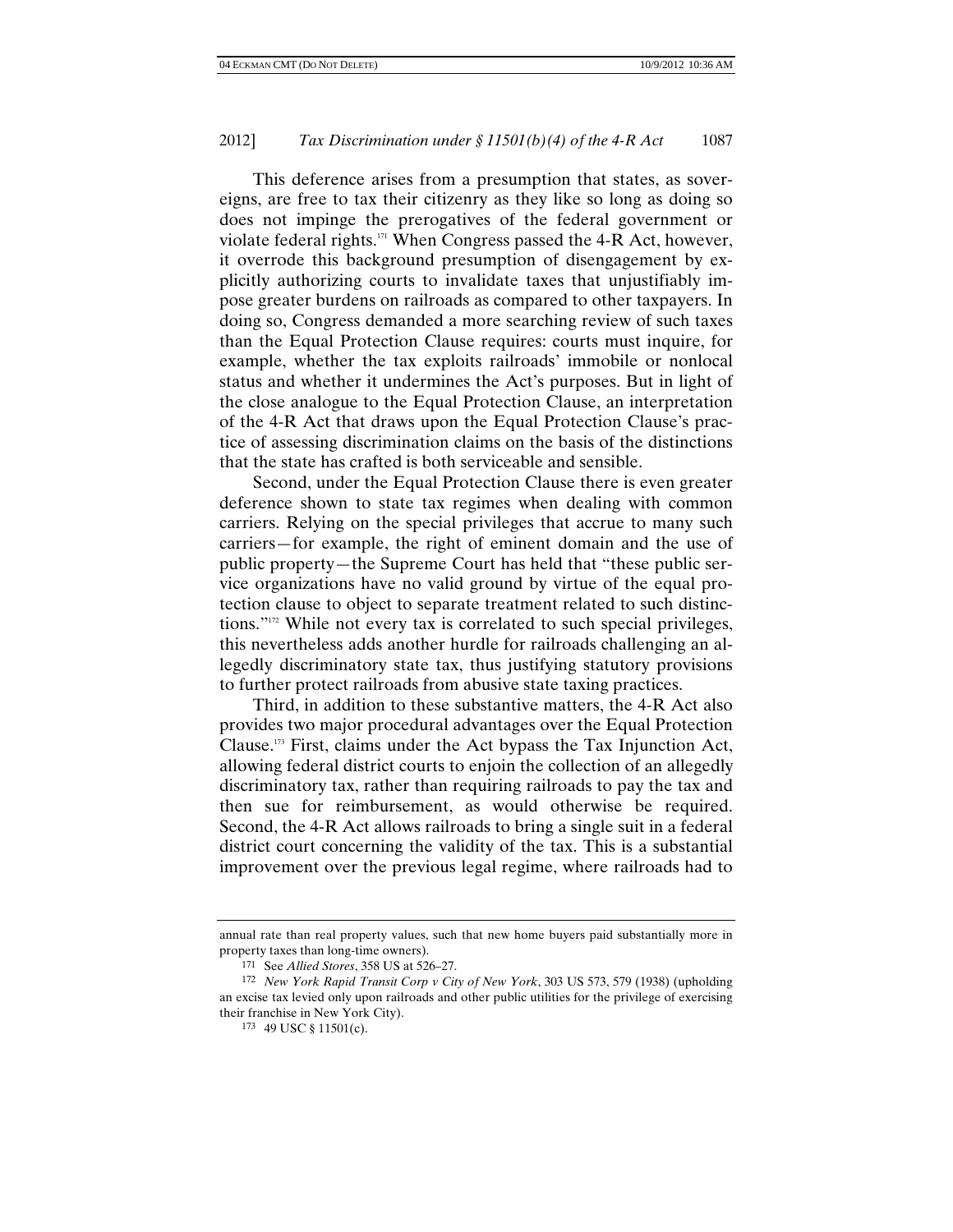This deference arises from a presumption that states, as sovereigns, are free to tax their citizenry as they like so long as doing so does not impinge the prerogatives of the federal government or violate federal rights.[171] When Congress passed the 4-R Act, however, it overrode this background presumption of disengagement by explicitly authorizing courts to invalidate taxes that unjustifiably impose greater burdens on railroads as compared to other taxpayers. In doing so, Congress demanded a more searching review of such taxes than the Equal Protection Clause requires: courts must inquire, for example, whether the tax exploits railroads' immobile or nonlocal status and whether it undermines the Act's purposes. But in light of the close analogue to the Equal Protection Clause, an interpretation of the 4-R Act that draws upon the Equal Protection Clause's practice of assessing discrimination claims on the basis of the distinctions that the state has crafted is both serviceable and sensible.

Second, under the Equal Protection Clause there is even greater deference shown to state tax regimes when dealing with common carriers. Relying on the special privileges that accrue to many such carriers—for example, the right of eminent domain and the use of public property—the Supreme Court has held that "these public service organizations have no valid ground by virtue of the equal protection clause to object to separate treatment related to such distinctions."[172] While not every tax is correlated to such special privileges, this nevertheless adds another hurdle for railroads challenging an allegedly discriminatory state tax, thus justifying statutory provisions to further protect railroads from abusive state taxing practices.

Third, in addition to these substantive matters, the 4-R Act also provides two major procedural advantages over the Equal Protection Clause.[173] First, claims under the Act bypass the Tax Injunction Act, allowing federal district courts to enjoin the collection of an allegedly discriminatory tax, rather than requiring railroads to pay the tax and then sue for reimbursement, as would otherwise be required. Second, the 4-R Act allows railroads to bring a single suit in a federal district court concerning the validity of the tax. This is a substantial improvement over the previous legal regime, where railroads had to

---

annual rate than real property values, such that new home buyers paid substantially more in property taxes than long-time owners).

[171] See *Allied Stores*, 358 US at 526–27.

[172] *New York Rapid Transit Corp v City of New York*, 303 US 573, 579 (1938) (upholding an excise tax levied only upon railroads and other public utilities for the privilege of exercising their franchise in New York City).

[173] 49 USC § 11501(c).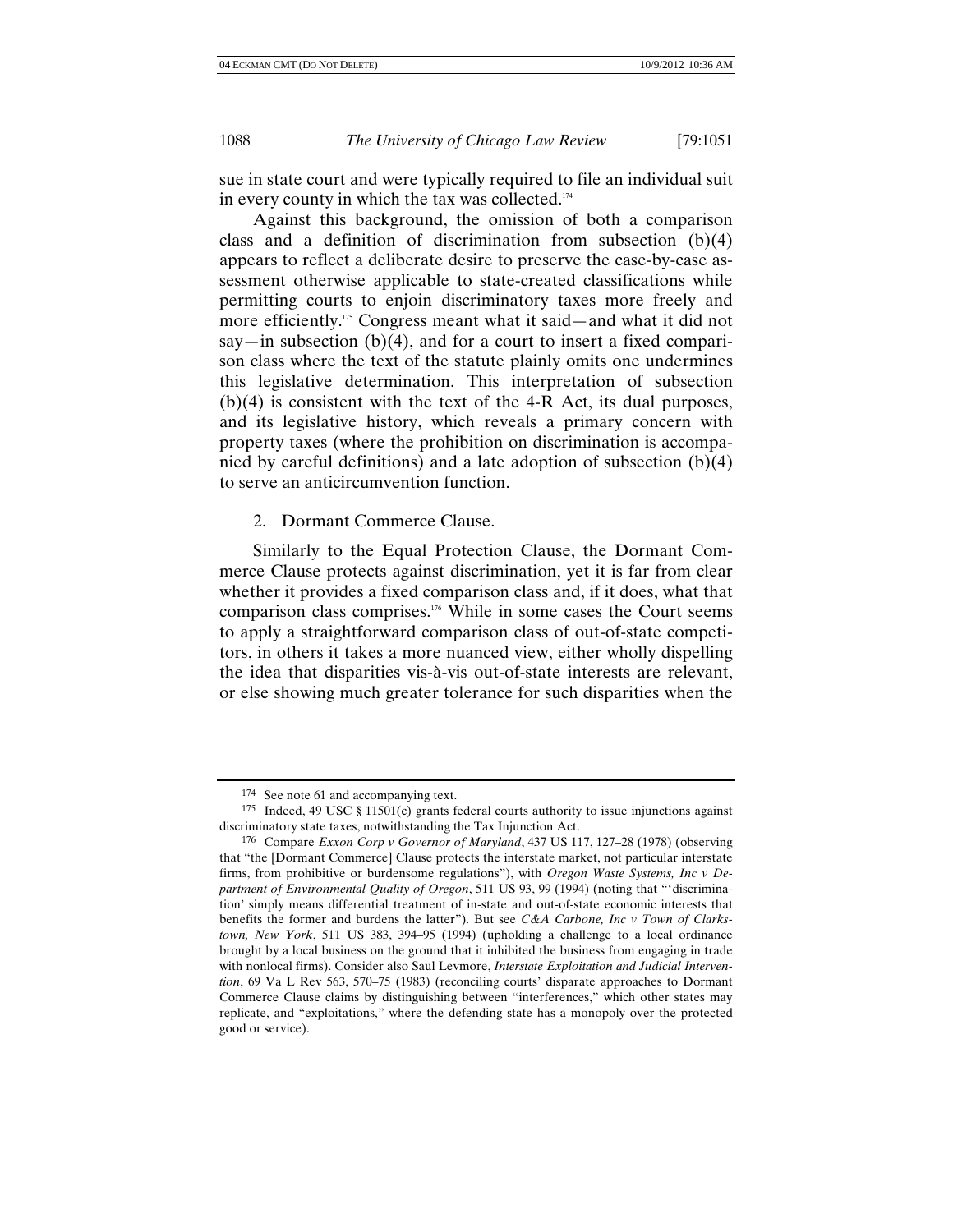sue in state court and were typically required to file an individual suit in every county in which the tax was collected.[174]

Against this background, the omission of both a comparison class and a definition of discrimination from subsection (b)(4) appears to reflect a deliberate desire to preserve the case-by-case assessment otherwise applicable to state-created classifications while permitting courts to enjoin discriminatory taxes more freely and more efficiently.[175] Congress meant what it said—and what it did not say—in subsection (b)(4), and for a court to insert a fixed comparison class where the text of the statute plainly omits one undermines this legislative determination. This interpretation of subsection (b)(4) is consistent with the text of the 4-R Act, its dual purposes, and its legislative history, which reveals a primary concern with property taxes (where the prohibition on discrimination is accompanied by careful definitions) and a late adoption of subsection (b)(4) to serve an anticircumvention function.

### 2. Dormant Commerce Clause.

Similarly to the Equal Protection Clause, the Dormant Commerce Clause protects against discrimination, yet it is far from clear whether it provides a fixed comparison class and, if it does, what that comparison class comprises.[176] While in some cases the Court seems to apply a straightforward comparison class of out-of-state competitors, in others it takes a more nuanced view, either wholly dispelling the idea that disparities vis-à-vis out-of-state interests are relevant, or else showing much greater tolerance for such disparities when the

---

[174] See note 61 and accompanying text.

[175] Indeed, 49 USC § 11501(c) grants federal courts authority to issue injunctions against discriminatory state taxes, notwithstanding the Tax Injunction Act.

[176] Compare *Exxon Corp v Governor of Maryland*, 437 US 117, 127–28 (1978) (observing that "the [Dormant Commerce] Clause protects the interstate market, not particular interstate firms, from prohibitive or burdensome regulations"), with *Oregon Waste Systems, Inc v Department of Environmental Quality of Oregon*, 511 US 93, 99 (1994) (noting that "'discrimination' simply means differential treatment of in-state and out-of-state economic interests that benefits the former and burdens the latter"). But see *C&A Carbone, Inc v Town of Clarkstown, New York*, 511 US 383, 394–95 (1994) (upholding a challenge to a local ordinance brought by a local business on the ground that it inhibited the business from engaging in trade with nonlocal firms). Consider also Saul Levmore, *Interstate Exploitation and Judicial Intervention*, 69 Va L Rev 563, 570–75 (1983) (reconciling courts' disparate approaches to Dormant Commerce Clause claims by distinguishing between "interferences," which other states may replicate, and "exploitations," where the defending state has a monopoly over the protected good or service).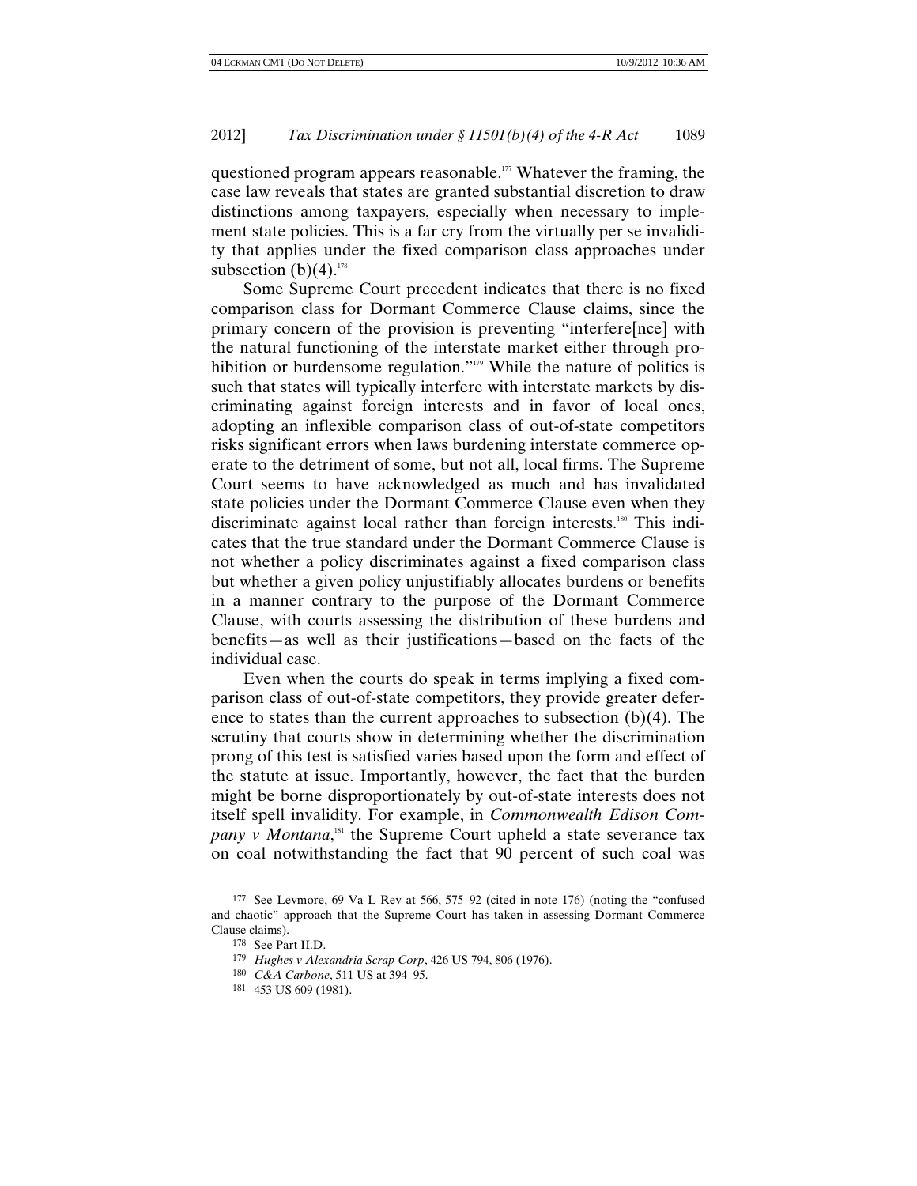questioned program appears reasonable.[177] Whatever the framing, the case law reveals that states are granted substantial discretion to draw distinctions among taxpayers, especially when necessary to implement state policies. This is a far cry from the virtually per se invalidity that applies under the fixed comparison class approaches under subsection (b)(4).[178]

Some Supreme Court precedent indicates that there is no fixed comparison class for Dormant Commerce Clause claims, since the primary concern of the provision is preventing "interfere[nce] with the natural functioning of the interstate market either through prohibition or burdensome regulation."[179] While the nature of politics is such that states will typically interfere with interstate markets by discriminating against foreign interests and in favor of local ones, adopting an inflexible comparison class of out-of-state competitors risks significant errors when laws burdening interstate commerce operate to the detriment of some, but not all, local firms. The Supreme Court seems to have acknowledged as much and has invalidated state policies under the Dormant Commerce Clause even when they discriminate against local rather than foreign interests.[180] This indicates that the true standard under the Dormant Commerce Clause is not whether a policy discriminates against a fixed comparison class but whether a given policy unjustifiably allocates burdens or benefits in a manner contrary to the purpose of the Dormant Commerce Clause, with courts assessing the distribution of these burdens and benefits—as well as their justifications—based on the facts of the individual case.

Even when the courts do speak in terms implying a fixed comparison class of out-of-state competitors, they provide greater deference to states than the current approaches to subsection (b)(4). The scrutiny that courts show in determining whether the discrimination prong of this test is satisfied varies based upon the form and effect of the statute at issue. Importantly, however, the fact that the burden might be borne disproportionately by out-of-state interests does not itself spell invalidity. For example, in *Commonwealth Edison Company v Montana*,[181] the Supreme Court upheld a state severance tax on coal notwithstanding the fact that 90 percent of such coal was

---

177 See Levmore, 69 Va L Rev at 566, 575–92 (cited in note 176) (noting the "confused and chaotic" approach that the Supreme Court has taken in assessing Dormant Commerce Clause claims).

178 See Part II.D.

179 *Hughes v Alexandria Scrap Corp*, 426 US 794, 806 (1976).

180 *C&A Carbone*, 511 US at 394–95.

181 453 US 609 (1981).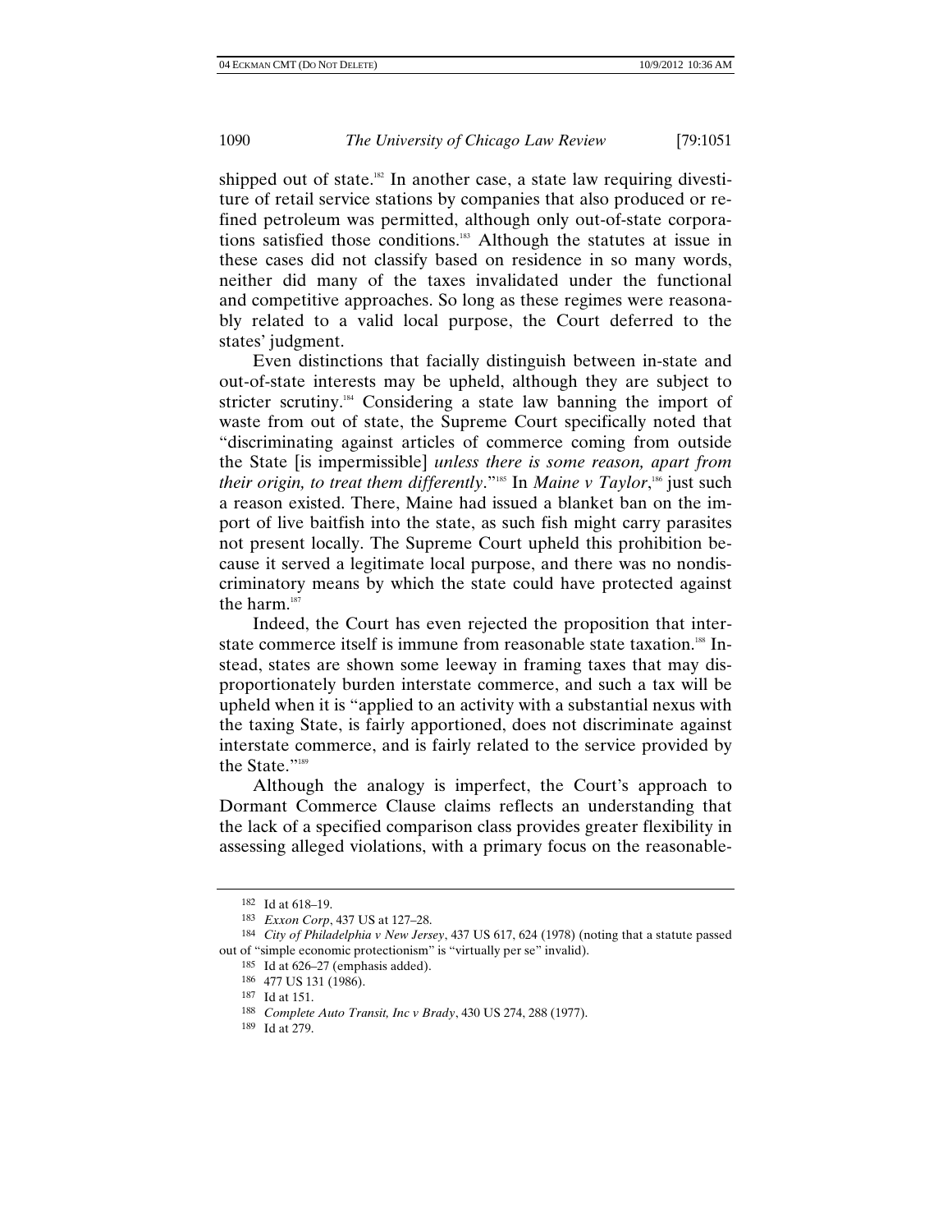shipped out of state.[182] In another case, a state law requiring divestiture of retail service stations by companies that also produced or refined petroleum was permitted, although only out-of-state corporations satisfied those conditions.[183] Although the statutes at issue in these cases did not classify based on residence in so many words, neither did many of the taxes invalidated under the functional and competitive approaches. So long as these regimes were reasonably related to a valid local purpose, the Court deferred to the states' judgment.

Even distinctions that facially distinguish between in-state and out-of-state interests may be upheld, although they are subject to stricter scrutiny.[184] Considering a state law banning the import of waste from out of state, the Supreme Court specifically noted that "discriminating against articles of commerce coming from outside the State [is impermissible] *unless there is some reason, apart from their origin, to treat them differently*."[185] In *Maine v Taylor*,[186] just such a reason existed. There, Maine had issued a blanket ban on the import of live baitfish into the state, as such fish might carry parasites not present locally. The Supreme Court upheld this prohibition because it served a legitimate local purpose, and there was no nondiscriminatory means by which the state could have protected against the harm.[187]

Indeed, the Court has even rejected the proposition that interstate commerce itself is immune from reasonable state taxation.[188] Instead, states are shown some leeway in framing taxes that may disproportionately burden interstate commerce, and such a tax will be upheld when it is "applied to an activity with a substantial nexus with the taxing State, is fairly apportioned, does not discriminate against interstate commerce, and is fairly related to the service provided by the State."[189]

Although the analogy is imperfect, the Court's approach to Dormant Commerce Clause claims reflects an understanding that the lack of a specified comparison class provides greater flexibility in assessing alleged violations, with a primary focus on the reasonable-

---

182 Id at 618–19.

183 *Exxon Corp*, 437 US at 127–28.

184 *City of Philadelphia v New Jersey*, 437 US 617, 624 (1978) (noting that a statute passed out of "simple economic protectionism" is "virtually per se" invalid).

185 Id at 626–27 (emphasis added).

186 477 US 131 (1986).

187 Id at 151.

188 *Complete Auto Transit, Inc v Brady*, 430 US 274, 288 (1977).

189 Id at 279.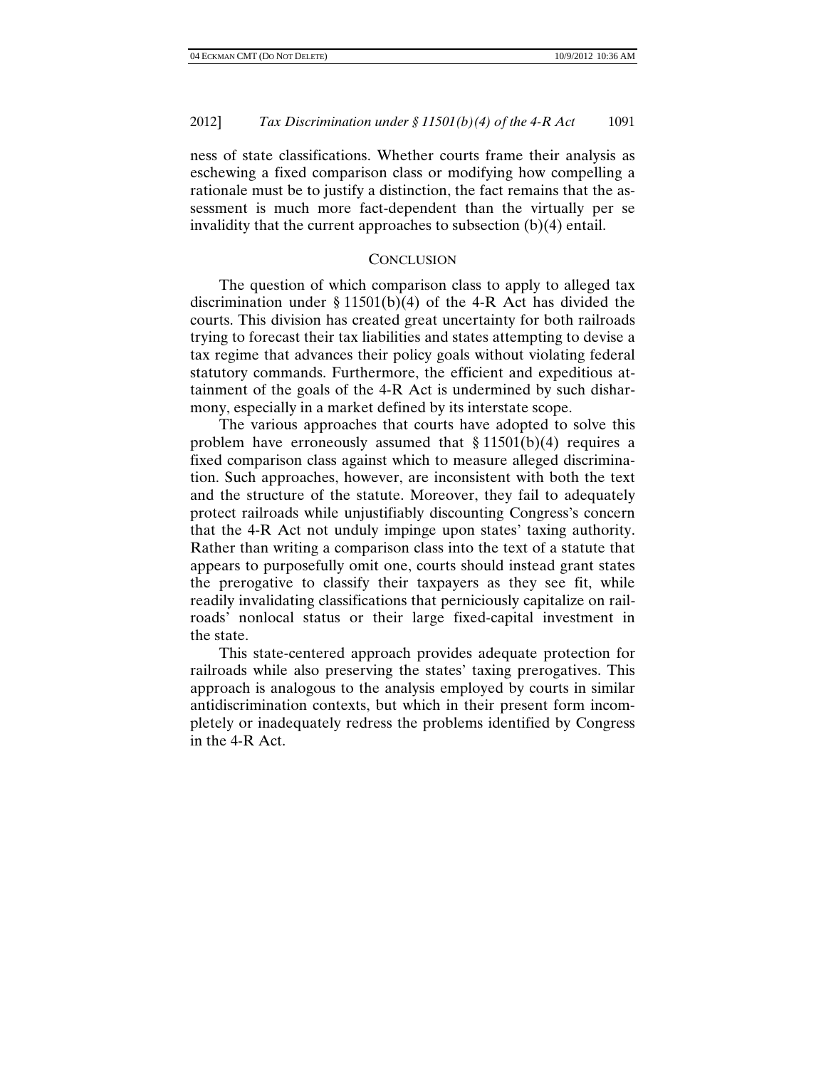ness of state classifications. Whether courts frame their analysis as eschewing a fixed comparison class or modifying how compelling a rationale must be to justify a distinction, the fact remains that the assessment is much more fact-dependent than the virtually per se invalidity that the current approaches to subsection (b)(4) entail.

## CONCLUSION

The question of which comparison class to apply to alleged tax discrimination under § 11501(b)(4) of the 4-R Act has divided the courts. This division has created great uncertainty for both railroads trying to forecast their tax liabilities and states attempting to devise a tax regime that advances their policy goals without violating federal statutory commands. Furthermore, the efficient and expeditious attainment of the goals of the 4-R Act is undermined by such disharmony, especially in a market defined by its interstate scope.

The various approaches that courts have adopted to solve this problem have erroneously assumed that § 11501(b)(4) requires a fixed comparison class against which to measure alleged discrimination. Such approaches, however, are inconsistent with both the text and the structure of the statute. Moreover, they fail to adequately protect railroads while unjustifiably discounting Congress's concern that the 4-R Act not unduly impinge upon states' taxing authority. Rather than writing a comparison class into the text of a statute that appears to purposefully omit one, courts should instead grant states the prerogative to classify their taxpayers as they see fit, while readily invalidating classifications that perniciously capitalize on railroads' nonlocal status or their large fixed-capital investment in the state.

This state-centered approach provides adequate protection for railroads while also preserving the states' taxing prerogatives. This approach is analogous to the analysis employed by courts in similar antidiscrimination contexts, but which in their present form incompletely or inadequately redress the problems identified by Congress in the 4-R Act.